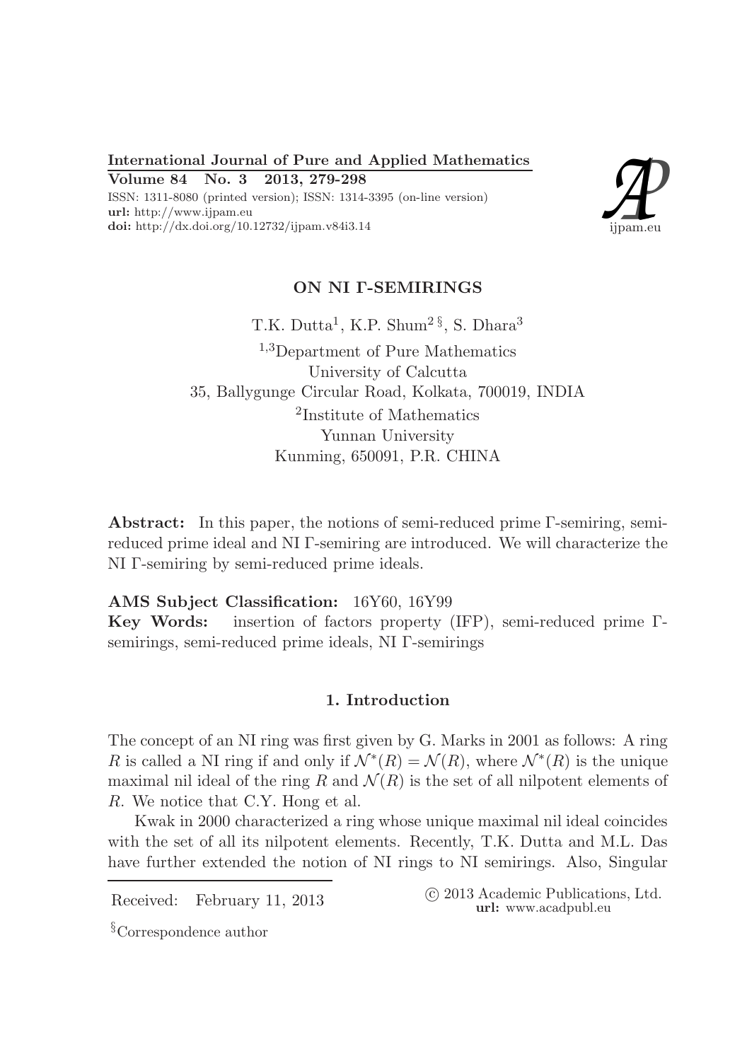# ON NI Γ-SEMIRINGS

T.K. Dutta[1], K.P. Shum[2 §], S. Dhara[3]

[1,3]Department of Pure Mathematics
University of Calcutta
35, Ballygunge Circular Road, Kolkata, 700019, INDIA
[2]Institute of Mathematics
Yunnan University
Kunming, 650091, P.R. CHINA

**Abstract:** In this paper, the notions of semi-reduced prime Γ-semiring, semi-reduced prime ideal and NI Γ-semiring are introduced. We will characterize the NI Γ-semiring by semi-reduced prime ideals.

**AMS Subject Classification:** 16Y60, 16Y99

**Key Words:** insertion of factors property (IFP), semi-reduced prime Γ-semirings, semi-reduced prime ideals, NI Γ-semirings

## 1. Introduction

The concept of an NI ring was first given by G. Marks in 2001 as follows: A ring $R$ is called a NI ring if and only if $\mathcal{N}^*(R) = \mathcal{N}(R)$, where $\mathcal{N}^*(R)$ is the unique maximal nil ideal of the ring $R$ and $\mathcal{N}(R)$ is the set of all nilpotent elements of $R$. We notice that C.Y. Hong et al.

Kwak in 2000 characterized a ring whose unique maximal nil ideal coincides with the set of all its nilpotent elements. Recently, T.K. Dutta and M.L. Das have further extended the notion of NI rings to NI semirings. Also, Singular

Received: February 11, 2013

© 2013 Academic Publications, Ltd.
url: www.acadpubl.eu

§Correspondence author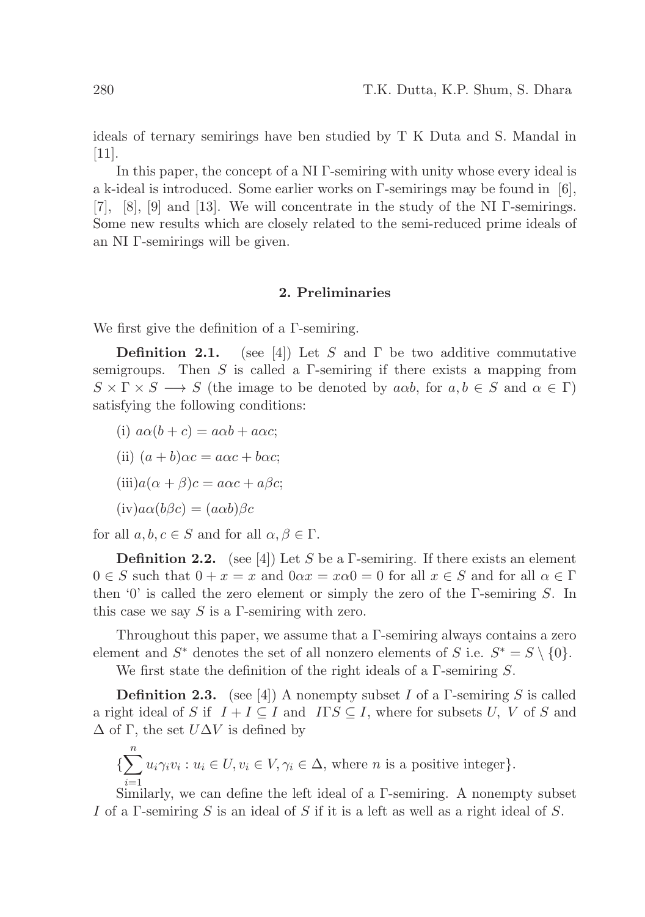ideals of ternary semirings have ben studied by T K Duta and S. Mandal in [11].

In this paper, the concept of a NI Γ-semiring with unity whose every ideal is a k-ideal is introduced. Some earlier works on Γ-semirings may be found in [6], [7], [8], [9] and [13]. We will concentrate in the study of the NI Γ-semirings. Some new results which are closely related to the semi-reduced prime ideals of an NI Γ-semirings will be given.

## 2. Preliminaries

We first give the definition of a Γ-semiring.

**Definition 2.1.** (see [4]) Let $S$ and $\Gamma$ be two additive commutative semigroups. Then $S$ is called a Γ-semiring if there exists a mapping from $S \times \Gamma \times S \longrightarrow S$ (the image to be denoted by $a\alpha b$, for $a, b \in S$ and $\alpha \in \Gamma$) satisfying the following conditions:

(i) $a\alpha(b + c) = a\alpha b + a\alpha c$;

(ii) $(a + b)\alpha c = a\alpha c + b\alpha c$;

(iii)$a(\alpha + \beta)c = a\alpha c + a\beta c$;

(iv)$a\alpha(b\beta c) = (a\alpha b)\beta c$

for all $a, b, c \in S$ and for all $\alpha, \beta \in \Gamma$.

**Definition 2.2.** (see [4]) Let $S$ be a Γ-semiring. If there exists an element $0 \in S$ such that $0 + x = x$ and $0\alpha x = x\alpha 0 = 0$ for all $x \in S$ and for all $\alpha \in \Gamma$ then '0' is called the zero element or simply the zero of the Γ-semiring $S$. In this case we say $S$ is a Γ-semiring with zero.

Throughout this paper, we assume that a Γ-semiring always contains a zero element and $S^*$ denotes the set of all nonzero elements of $S$ i.e. $S^* = S \setminus \{0\}$.

We first state the definition of the right ideals of a Γ-semiring $S$.

**Definition 2.3.** (see [4]) A nonempty subset $I$ of a Γ-semiring $S$ is called a right ideal of $S$ if $I + I \subseteq I$ and $I\Gamma S \subseteq I$, where for subsets $U$, $V$ of $S$ and $\Delta$ of $\Gamma$, the set $U\Delta V$ is defined by

$$\{\sum_{i=1}^{n} u_i\gamma_i v_i : u_i \in U, v_i \in V, \gamma_i \in \Delta, \text{ where } n \text{ is a positive integer}\}.$$

Similarly, we can define the left ideal of a Γ-semiring. A nonempty subset $I$ of a Γ-semiring $S$ is an ideal of $S$ if it is a left as well as a right ideal of $S$.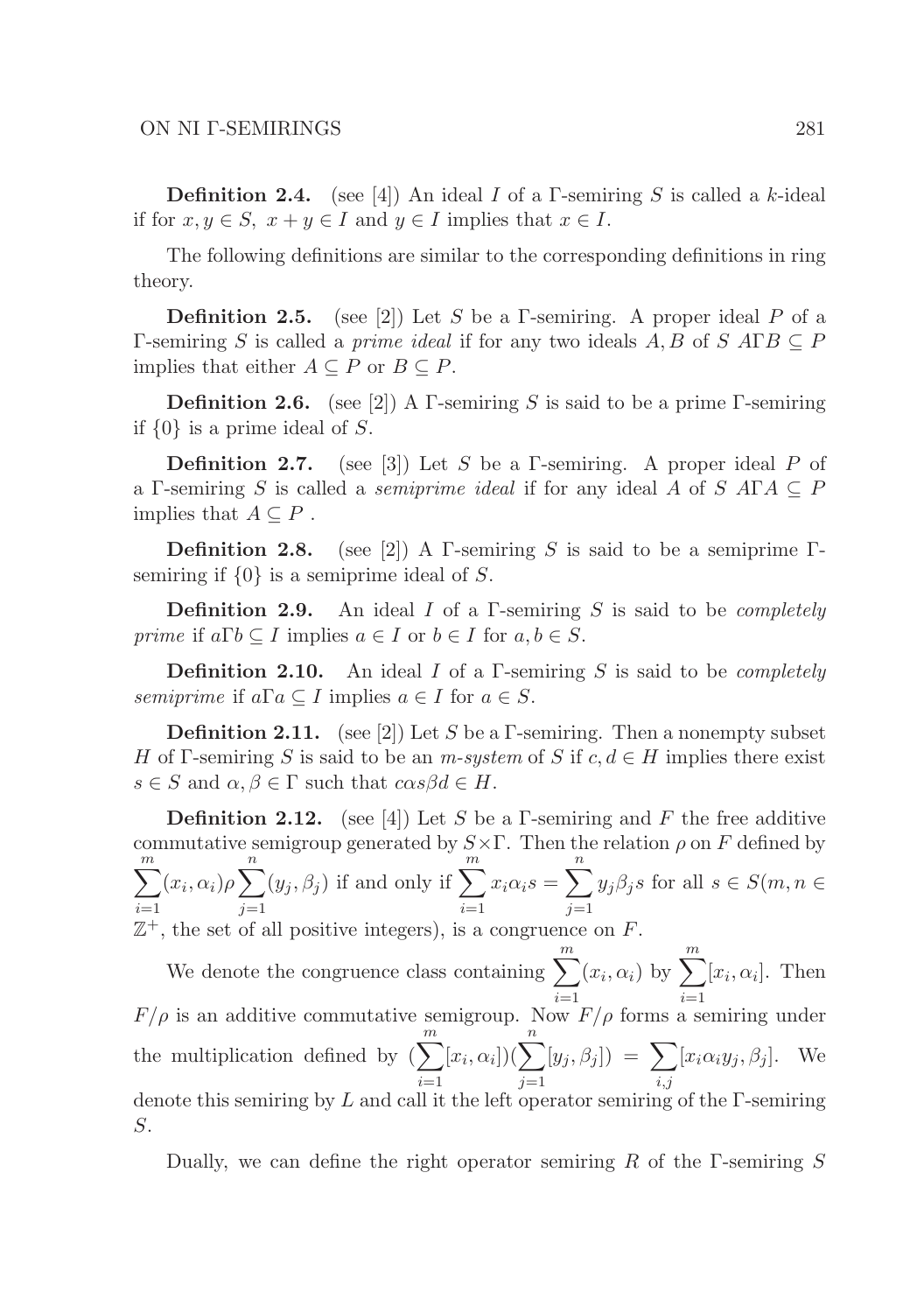**Definition 2.4.** (see [4]) An ideal $I$ of a $\Gamma$-semiring $S$ is called a $k$-ideal if for $x, y \in S$, $x + y \in I$ and $y \in I$ implies that $x \in I$.

The following definitions are similar to the corresponding definitions in ring theory.

**Definition 2.5.** (see [2]) Let $S$ be a $\Gamma$-semiring. A proper ideal $P$ of a $\Gamma$-semiring $S$ is called a *prime ideal* if for any two ideals $A, B$ of $S$ $A\Gamma B \subseteq P$ implies that either $A \subseteq P$ or $B \subseteq P$.

**Definition 2.6.** (see [2]) A $\Gamma$-semiring $S$ is said to be a prime $\Gamma$-semiring if $\{0\}$ is a prime ideal of $S$.

**Definition 2.7.** (see [3]) Let $S$ be a $\Gamma$-semiring. A proper ideal $P$ of a $\Gamma$-semiring $S$ is called a *semiprime ideal* if for any ideal $A$ of $S$ $A\Gamma A \subseteq P$ implies that $A \subseteq P$ .

**Definition 2.8.** (see [2]) A $\Gamma$-semiring $S$ is said to be a semiprime $\Gamma$-semiring if $\{0\}$ is a semiprime ideal of $S$.

**Definition 2.9.** An ideal $I$ of a $\Gamma$-semiring $S$ is said to be *completely prime* if $a\Gamma b \subseteq I$ implies $a \in I$ or $b \in I$ for $a, b \in S$.

**Definition 2.10.** An ideal $I$ of a $\Gamma$-semiring $S$ is said to be *completely semiprime* if $a\Gamma a \subseteq I$ implies $a \in I$ for $a \in S$.

**Definition 2.11.** (see [2]) Let $S$ be a $\Gamma$-semiring. Then a nonempty subset $H$ of $\Gamma$-semiring $S$ is said to be an *m-system* of $S$ if $c, d \in H$ implies there exist $s \in S$ and $\alpha, \beta \in \Gamma$ such that $c\alpha s\beta d \in H$.

**Definition 2.12.** (see [4]) Let $S$ be a $\Gamma$-semiring and $F$ the free additive commutative semigroup generated by $S \times \Gamma$. Then the relation $\rho$ on $F$ defined by $\sum_{i=1}^{m}(x_i, \alpha_i)\rho\sum_{j=1}^{n}(y_j, \beta_j)$ if and only if $\sum_{i=1}^{m} x_i\alpha_i s = \sum_{j=1}^{n} y_j\beta_j s$ for all $s \in S (m, n \in \mathbb{Z}^+$, the set of all positive integers), is a congruence on $F$.

We denote the congruence class containing $\sum_{i=1}^{m}(x_i, \alpha_i)$ by $\sum_{i=1}^{m}[x_i, \alpha_i]$. Then $F/\rho$ is an additive commutative semigroup. Now $F/\rho$ forms a semiring under the multiplication defined by $(\sum_{i=1}^{m}[x_i, \alpha_i])(\sum_{j=1}^{n}[y_j, \beta_j]) = \sum_{i,j}[x_i\alpha_i y_j, \beta_j]$. We denote this semiring by $L$ and call it the left operator semiring of the $\Gamma$-semiring $S$.

Dually, we can define the right operator semiring $R$ of the $\Gamma$-semiring $S$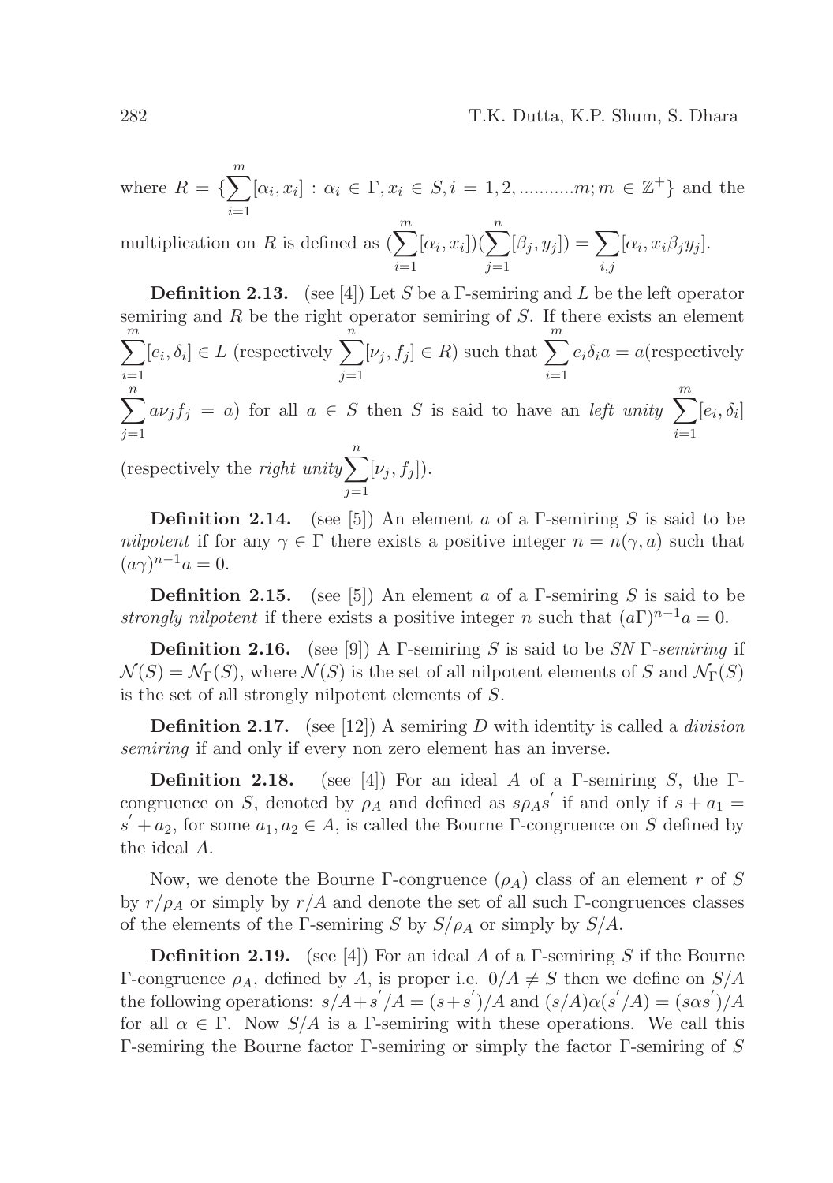where $R = \{\sum_{i=1}^{m}[\alpha_i, x_i] : \alpha_i \in \Gamma, x_i \in S, i = 1, 2, ..........m; m \in \mathbb{Z}^+\}$ and the multiplication on $R$ is defined as $(\sum_{i=1}^{m}[\alpha_i, x_i])(\sum_{j=1}^{n}[\beta_j, y_j]) = \sum_{i,j}[\alpha_i, x_i\beta_j y_j]$.

**Definition 2.13.** (see [4]) Let $S$ be a $\Gamma$-semiring and $L$ be the left operator semiring and $R$ be the right operator semiring of $S$. If there exists an element $\sum_{i=1}^{m}[e_i, \delta_i] \in L$ (respectively $\sum_{j=1}^{n}[\nu_j, f_j] \in R$) such that $\sum_{i=1}^{m} e_i\delta_i a = a$(respectively $\sum_{j=1}^{n} a\nu_j f_j = a$) for all $a \in S$ then $S$ is said to have an *left unity* $\sum_{i=1}^{m}[e_i, \delta_i]$ (respectively the *right unity* $\sum_{j=1}^{n}[\nu_j, f_j]$).

**Definition 2.14.** (see [5]) An element $a$ of a $\Gamma$-semiring $S$ is said to be *nilpotent* if for any $\gamma \in \Gamma$ there exists a positive integer $n = n(\gamma, a)$ such that $(a\gamma)^{n-1}a = 0$.

**Definition 2.15.** (see [5]) An element $a$ of a $\Gamma$-semiring $S$ is said to be *strongly nilpotent* if there exists a positive integer $n$ such that $(a\Gamma)^{n-1}a = 0$.

**Definition 2.16.** (see [9]) A $\Gamma$-semiring $S$ is said to be *SN* $\Gamma$*-semiring* if $\mathcal{N}(S) = \mathcal{N}_\Gamma(S)$, where $\mathcal{N}(S)$ is the set of all nilpotent elements of $S$ and $\mathcal{N}_\Gamma(S)$ is the set of all strongly nilpotent elements of $S$.

**Definition 2.17.** (see [12]) A semiring $D$ with identity is called a *division semiring* if and only if every non zero element has an inverse.

**Definition 2.18.** (see [4]) For an ideal $A$ of a $\Gamma$-semiring $S$, the $\Gamma$-congruence on $S$, denoted by $\rho_A$ and defined as $s\rho_A s'$ if and only if $s + a_1 = s' + a_2$, for some $a_1, a_2 \in A$, is called the Bourne $\Gamma$-congruence on $S$ defined by the ideal $A$.

Now, we denote the Bourne $\Gamma$-congruence $(\rho_A)$ class of an element $r$ of $S$ by $r/\rho_A$ or simply by $r/A$ and denote the set of all such $\Gamma$-congruences classes of the elements of the $\Gamma$-semiring $S$ by $S/\rho_A$ or simply by $S/A$.

**Definition 2.19.** (see [4]) For an ideal $A$ of a $\Gamma$-semiring $S$ if the Bourne $\Gamma$-congruence $\rho_A$, defined by $A$, is proper i.e. $0/A \neq S$ then we define on $S/A$ the following operations: $s/A + s'/A = (s+s')/A$ and $(s/A)\alpha(s'/A) = (s\alpha s')/A$ for all $\alpha \in \Gamma$. Now $S/A$ is a $\Gamma$-semiring with these operations. We call this $\Gamma$-semiring the Bourne factor $\Gamma$-semiring or simply the factor $\Gamma$-semiring of $S$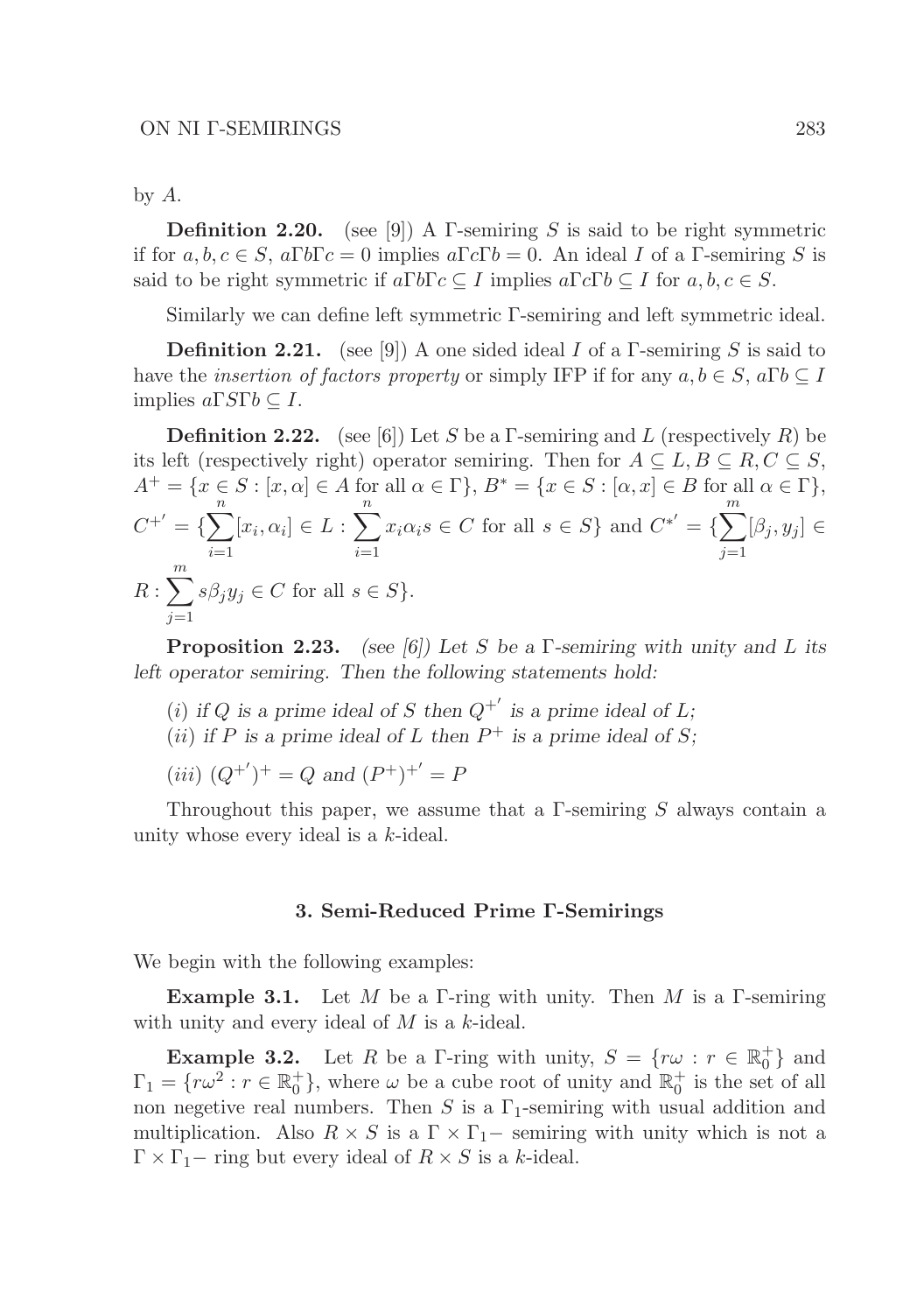by $A$.

**Definition 2.20.** (see [9]) A $\Gamma$-semiring $S$ is said to be right symmetric if for $a, b, c \in S$, $a\Gamma b\Gamma c = 0$ implies $a\Gamma c\Gamma b = 0$. An ideal $I$ of a $\Gamma$-semiring $S$ is said to be right symmetric if $a\Gamma b\Gamma c \subseteq I$ implies $a\Gamma c\Gamma b \subseteq I$ for $a, b, c \in S$.

Similarly we can define left symmetric $\Gamma$-semiring and left symmetric ideal.

**Definition 2.21.** (see [9]) A one sided ideal $I$ of a $\Gamma$-semiring $S$ is said to have the *insertion of factors property* or simply IFP if for any $a, b \in S$, $a\Gamma b \subseteq I$ implies $a\Gamma S\Gamma b \subseteq I$.

**Definition 2.22.** (see [6]) Let $S$ be a $\Gamma$-semiring and $L$ (respectively $R$) be its left (respectively right) operator semiring. Then for $A \subseteq L, B \subseteq R, C \subseteq S$, $A^+ = \{x \in S : [x, \alpha] \in A \text{ for all } \alpha \in \Gamma\}$, $B^* = \{x \in S : [\alpha, x] \in B \text{ for all } \alpha \in \Gamma\}$, $C^{+'} = \{\sum_{i=1}^{n}[x_i, \alpha_i] \in L : \sum_{i=1}^{n} x_i\alpha_i s \in C \text{ for all } s \in S\}$ and $C^{*'} = \{\sum_{j=1}^{m}[\beta_j, y_j] \in R : \sum_{j=1}^{m} s\beta_j y_j \in C \text{ for all } s \in S\}$.

**Proposition 2.23.** *(see [6]) Let $S$ be a $\Gamma$-semiring with unity and $L$ its left operator semiring. Then the following statements hold:*

(*i*) *if $Q$ is a prime ideal of $S$ then $Q^{+'}$ is a prime ideal of $L$;*

(*ii*) *if $P$ is a prime ideal of $L$ then $P^+$ is a prime ideal of $S$;*

(*iii*) $(Q^{+'})^+ = Q$ *and* $(P^+)^{+'} = P$

Throughout this paper, we assume that a $\Gamma$-semiring $S$ always contain a unity whose every ideal is a $k$-ideal.

## 3. Semi-Reduced Prime $\Gamma$-Semirings

We begin with the following examples:

**Example 3.1.** Let $M$ be a $\Gamma$-ring with unity. Then $M$ is a $\Gamma$-semiring with unity and every ideal of $M$ is a $k$-ideal.

**Example 3.2.** Let $R$ be a $\Gamma$-ring with unity, $S = \{r\omega : r \in \mathbb{R}_0^+\}$ and $\Gamma_1 = \{r\omega^2 : r \in \mathbb{R}_0^+\}$, where $\omega$ be a cube root of unity and $\mathbb{R}_0^+$ is the set of all non negetive real numbers. Then $S$ is a $\Gamma_1$-semiring with usual addition and multiplication. Also $R \times S$ is a $\Gamma \times \Gamma_1-$ semiring with unity which is not a $\Gamma \times \Gamma_1-$ ring but every ideal of $R \times S$ is a $k$-ideal.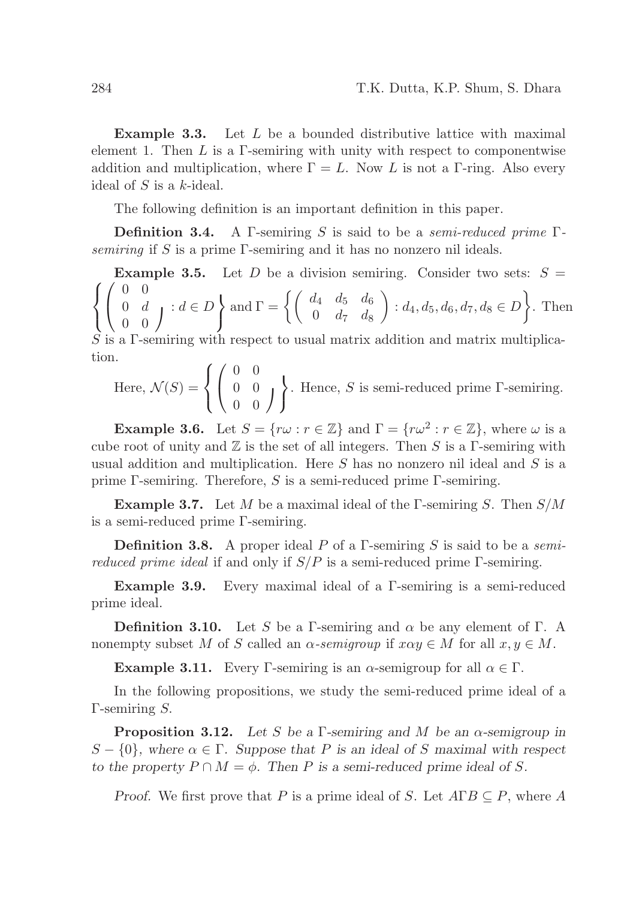**Example 3.3.** Let $L$ be a bounded distributive lattice with maximal element 1. Then $L$ is a $\Gamma$-semiring with unity with respect to componentwise addition and multiplication, where $\Gamma = L$. Now $L$ is not a $\Gamma$-ring. Also every ideal of $S$ is a $k$-ideal.

The following definition is an important definition in this paper.

**Definition 3.4.** A $\Gamma$-semiring $S$ is said to be a *semi-reduced prime* $\Gamma$*-semiring* if $S$ is a prime $\Gamma$-semiring and it has no nonzero nil ideals.

**Example 3.5.** Let $D$ be a division semiring. Consider two sets: $S = \left\{ \begin{pmatrix} 0 & 0 \\ 0 & d \\ 0 & 0 \end{pmatrix} : d \in D \right\}$ and $\Gamma = \left\{ \begin{pmatrix} d_4 & d_5 & d_6 \\ 0 & d_7 & d_8 \end{pmatrix} : d_4, d_5, d_6, d_7, d_8 \in D \right\}$. Then $S$ is a $\Gamma$-semiring with respect to usual matrix addition and matrix multiplication.

Here, $\mathcal{N}(S) = \left\{ \begin{pmatrix} 0 & 0 \\ 0 & 0 \\ 0 & 0 \end{pmatrix} \right\}$. Hence, $S$ is semi-reduced prime $\Gamma$-semiring.

**Example 3.6.** Let $S = \{r\omega : r \in \mathbb{Z}\}$ and $\Gamma = \{r\omega^2 : r \in \mathbb{Z}\}$, where $\omega$ is a cube root of unity and $\mathbb{Z}$ is the set of all integers. Then $S$ is a $\Gamma$-semiring with usual addition and multiplication. Here $S$ has no nonzero nil ideal and $S$ is a prime $\Gamma$-semiring. Therefore, $S$ is a semi-reduced prime $\Gamma$-semiring.

**Example 3.7.** Let $M$ be a maximal ideal of the $\Gamma$-semiring $S$. Then $S/M$ is a semi-reduced prime $\Gamma$-semiring.

**Definition 3.8.** A proper ideal $P$ of a $\Gamma$-semiring $S$ is said to be a *semi-reduced prime ideal* if and only if $S/P$ is a semi-reduced prime $\Gamma$-semiring.

**Example 3.9.** Every maximal ideal of a $\Gamma$-semiring is a semi-reduced prime ideal.

**Definition 3.10.** Let $S$ be a $\Gamma$-semiring and $\alpha$ be any element of $\Gamma$. A nonempty subset $M$ of $S$ called an $\alpha$*-semigroup* if $x\alpha y \in M$ for all $x, y \in M$.

**Example 3.11.** Every $\Gamma$-semiring is an $\alpha$-semigroup for all $\alpha \in \Gamma$.

In the following propositions, we study the semi-reduced prime ideal of a $\Gamma$-semiring $S$.

**Proposition 3.12.** *Let $S$ be a $\Gamma$-semiring and $M$ be an $\alpha$-semigroup in $S - \{0\}$, where $\alpha \in \Gamma$. Suppose that $P$ is an ideal of $S$ maximal with respect to the property $P \cap M = \phi$. Then $P$ is a semi-reduced prime ideal of $S$.*

*Proof.* We first prove that $P$ is a prime ideal of $S$. Let $A\Gamma B \subseteq P$, where $A$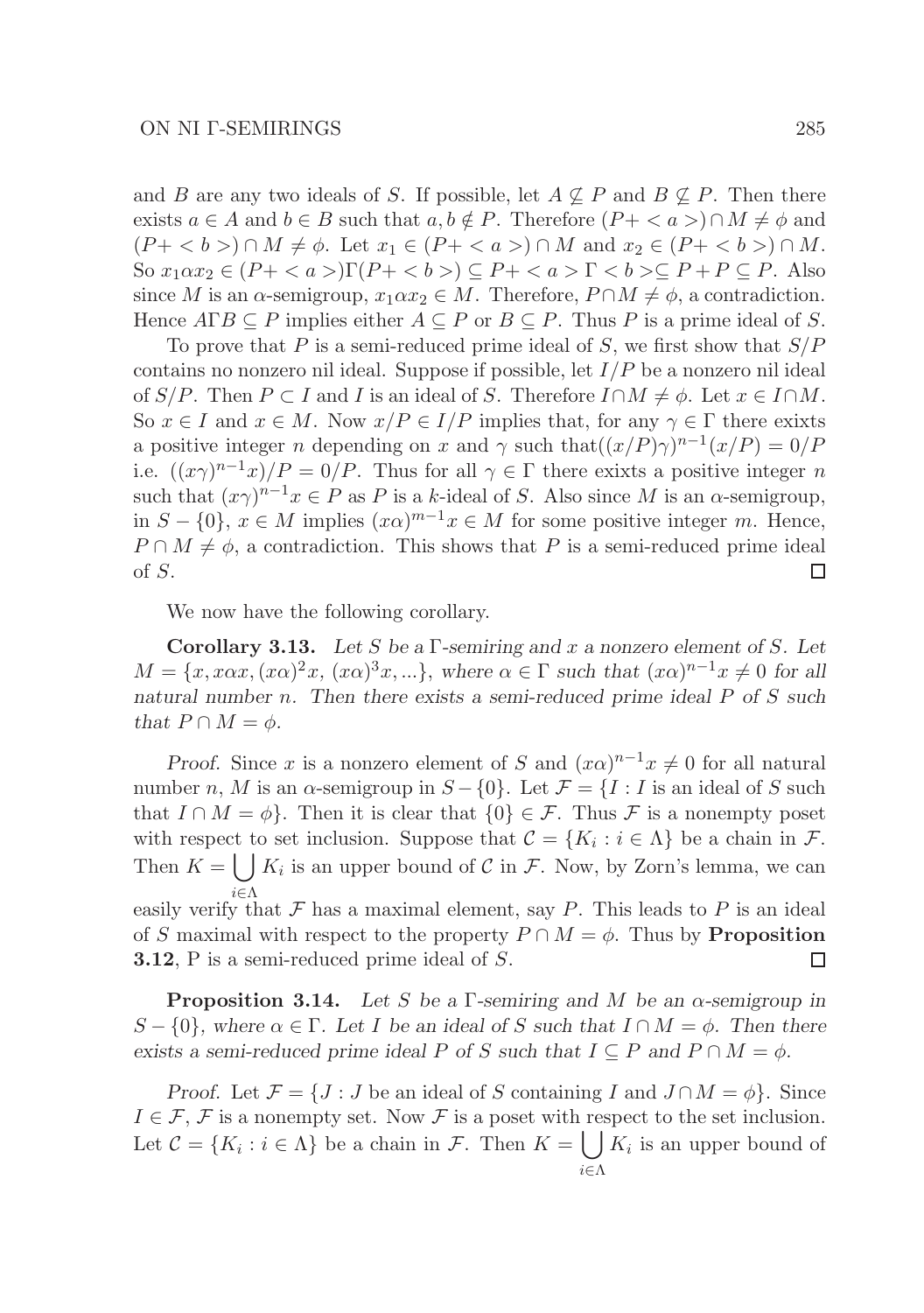and $B$ are any two ideals of $S$. If possible, let $A \not\subseteq P$ and $B \not\subseteq P$. Then there exists $a \in A$ and $b \in B$ such that $a, b \notin P$. Therefore $(P+ < a >) \cap M \neq \phi$ and $(P+ < b >) \cap M \neq \phi$. Let $x_1 \in (P+ < a >) \cap M$ and $x_2 \in (P+ < b >) \cap M$. So $x_1 \alpha x_2 \in (P+ < a >)\Gamma(P+ < b >) \subseteq P+ < a > \Gamma < b > \subseteq P + P \subseteq P$. Also since $M$ is an $\alpha$-semigroup, $x_1 \alpha x_2 \in M$. Therefore, $P \cap M \neq \phi$, a contradiction. Hence $A\Gamma B \subseteq P$ implies either $A \subseteq P$ or $B \subseteq P$. Thus $P$ is a prime ideal of $S$.

To prove that $P$ is a semi-reduced prime ideal of $S$, we first show that $S/P$ contains no nonzero nil ideal. Suppose if possible, let $I/P$ be a nonzero nil ideal of $S/P$. Then $P \subset I$ and $I$ is an ideal of $S$. Therefore $I \cap M \neq \phi$. Let $x \in I \cap M$. So $x \in I$ and $x \in M$. Now $x/P \in I/P$ implies that, for any $\gamma \in \Gamma$ there exixts a positive integer $n$ depending on $x$ and $\gamma$ such that$((x/P)\gamma)^{n-1}(x/P) = 0/P$ i.e. $((x\gamma)^{n-1}x)/P = 0/P$. Thus for all $\gamma \in \Gamma$ there exixts a positive integer $n$ such that $(x\gamma)^{n-1}x \in P$ as $P$ is a $k$-ideal of $S$. Also since $M$ is an $\alpha$-semigroup, in $S - \{0\}$, $x \in M$ implies $(x\alpha)^{m-1}x \in M$ for some positive integer $m$. Hence, $P \cap M \neq \phi$, a contradiction. This shows that $P$ is a semi-reduced prime ideal of $S$. □

We now have the following corollary.

**Corollary 3.13.** *Let $S$ be a $\Gamma$-semiring and $x$ a nonzero element of $S$. Let $M = \{x, x\alpha x, (x\alpha)^2 x, (x\alpha)^3 x, ...\}$, where $\alpha \in \Gamma$ such that $(x\alpha)^{n-1}x \neq 0$ for all natural number $n$. Then there exists a semi-reduced prime ideal $P$ of $S$ such that $P \cap M = \phi$.*

*Proof.* Since $x$ is a nonzero element of $S$ and $(x\alpha)^{n-1}x \neq 0$ for all natural number $n$, $M$ is an $\alpha$-semigroup in $S - \{0\}$. Let $\mathcal{F} = \{I : I$ is an ideal of $S$ such that $I \cap M = \phi\}$. Then it is clear that $\{0\} \in \mathcal{F}$. Thus $\mathcal{F}$ is a nonempty poset with respect to set inclusion. Suppose that $\mathcal{C} = \{K_i : i \in \Lambda\}$ be a chain in $\mathcal{F}$. Then $K = \bigcup_{i\in\Lambda} K_i$ is an upper bound of $\mathcal{C}$ in $\mathcal{F}$. Now, by Zorn's lemma, we can easily verify that $\mathcal{F}$ has a maximal element, say $P$. This leads to $P$ is an ideal of $S$ maximal with respect to the property $P \cap M = \phi$. Thus by **Proposition 3.12**, P is a semi-reduced prime ideal of $S$. □

**Proposition 3.14.** *Let $S$ be a $\Gamma$-semiring and $M$ be an $\alpha$-semigroup in $S - \{0\}$, where $\alpha \in \Gamma$. Let $I$ be an ideal of $S$ such that $I \cap M = \phi$. Then there exists a semi-reduced prime ideal $P$ of $S$ such that $I \subseteq P$ and $P \cap M = \phi$.*

*Proof.* Let $\mathcal{F} = \{J : J$ be an ideal of $S$ containing $I$ and $J \cap M = \phi\}$. Since $I \in \mathcal{F}$, $\mathcal{F}$ is a nonempty set. Now $\mathcal{F}$ is a poset with respect to the set inclusion. Let $\mathcal{C} = \{K_i : i \in \Lambda\}$ be a chain in $\mathcal{F}$. Then $K = \bigcup_{i\in\Lambda} K_i$ is an upper bound of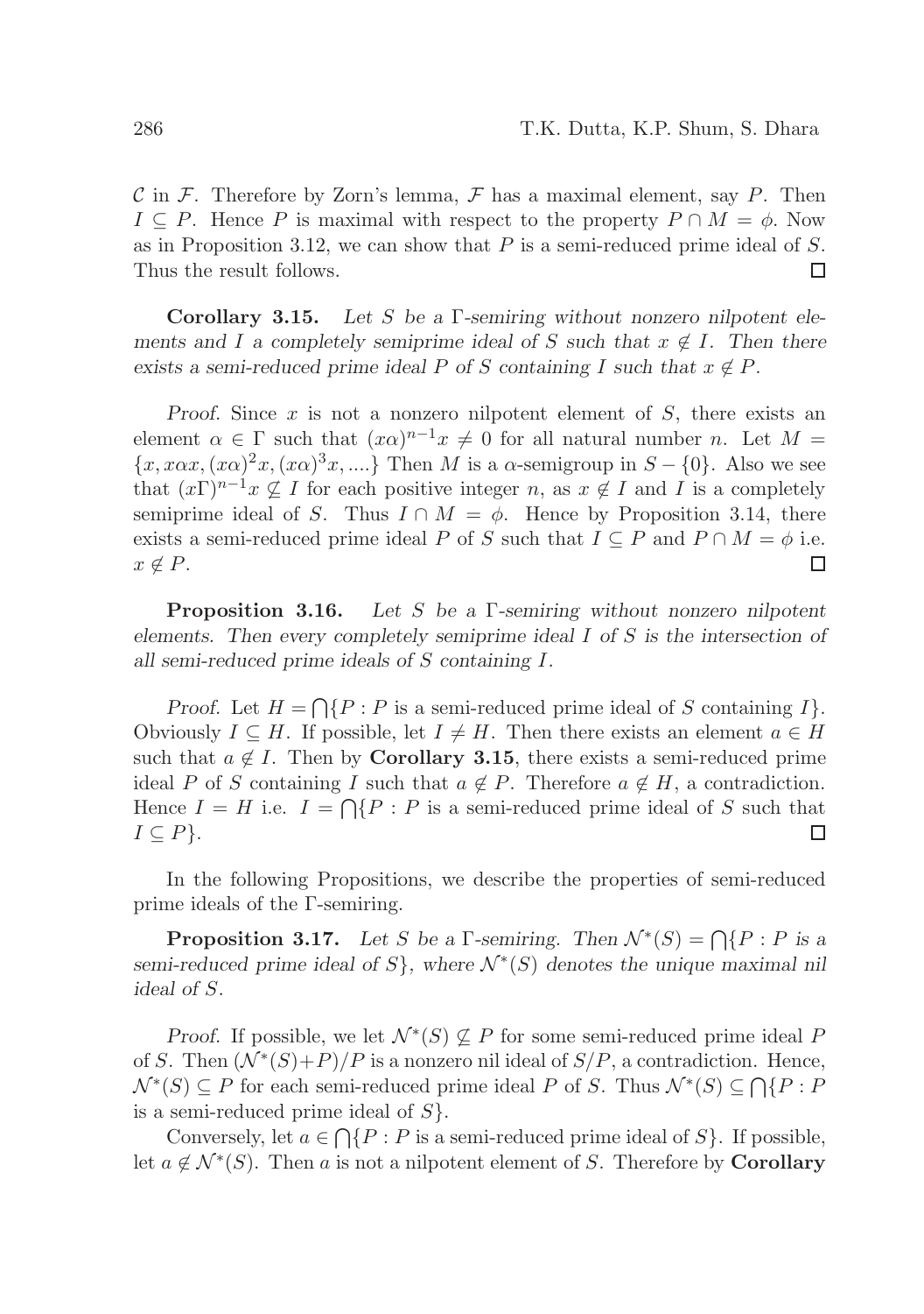$\mathcal{C}$ in $\mathcal{F}$. Therefore by Zorn's lemma, $\mathcal{F}$ has a maximal element, say $P$. Then $I \subseteq P$. Hence $P$ is maximal with respect to the property $P \cap M = \phi$. Now as in Proposition 3.12, we can show that $P$ is a semi-reduced prime ideal of $S$. Thus the result follows. $\square$

**Corollary 3.15.** *Let $S$ be a $\Gamma$-semiring without nonzero nilpotent elements and $I$ a completely semiprime ideal of $S$ such that $x \notin I$. Then there exists a semi-reduced prime ideal $P$ of $S$ containing $I$ such that $x \notin P$.*

*Proof.* Since $x$ is not a nonzero nilpotent element of $S$, there exists an element $\alpha \in \Gamma$ such that $(x\alpha)^{n-1}x \neq 0$ for all natural number $n$. Let $M = \{x, x\alpha x, (x\alpha)^2 x, (x\alpha)^3 x, ....\}$ Then $M$ is a $\alpha$-semigroup in $S - \{0\}$. Also we see that $(x\Gamma)^{n-1}x \not\subseteq I$ for each positive integer $n$, as $x \notin I$ and $I$ is a completely semiprime ideal of $S$. Thus $I \cap M = \phi$. Hence by Proposition 3.14, there exists a semi-reduced prime ideal $P$ of $S$ such that $I \subseteq P$ and $P \cap M = \phi$ i.e. $x \notin P$. $\square$

**Proposition 3.16.** *Let $S$ be a $\Gamma$-semiring without nonzero nilpotent elements. Then every completely semiprime ideal $I$ of $S$ is the intersection of all semi-reduced prime ideals of $S$ containing $I$.*

*Proof.* Let $H = \bigcap\{P : P$ is a semi-reduced prime ideal of $S$ containing $I\}$. Obviously $I \subseteq H$. If possible, let $I \neq H$. Then there exists an element $a \in H$ such that $a \notin I$. Then by **Corollary 3.15**, there exists a semi-reduced prime ideal $P$ of $S$ containing $I$ such that $a \notin P$. Therefore $a \notin H$, a contradiction. Hence $I = H$ i.e. $I = \bigcap\{P : P$ is a semi-reduced prime ideal of $S$ such that $I \subseteq P\}$. $\square$

In the following Propositions, we describe the properties of semi-reduced prime ideals of the $\Gamma$-semiring.

**Proposition 3.17.** *Let $S$ be a $\Gamma$-semiring. Then $\mathcal{N}^*(S) = \bigcap\{P : P$ is a semi-reduced prime ideal of $S\}$, where $\mathcal{N}^*(S)$ denotes the unique maximal nil ideal of $S$.*

*Proof.* If possible, we let $\mathcal{N}^*(S) \not\subseteq P$ for some semi-reduced prime ideal $P$ of $S$. Then $(\mathcal{N}^*(S)+P)/P$ is a nonzero nil ideal of $S/P$, a contradiction. Hence, $\mathcal{N}^*(S) \subseteq P$ for each semi-reduced prime ideal $P$ of $S$. Thus $\mathcal{N}^*(S) \subseteq \bigcap\{P : P$ is a semi-reduced prime ideal of $S\}$.

Conversely, let $a \in \bigcap\{P : P$ is a semi-reduced prime ideal of $S\}$. If possible, let $a \notin \mathcal{N}^*(S)$. Then $a$ is not a nilpotent element of $S$. Therefore by **Corollary**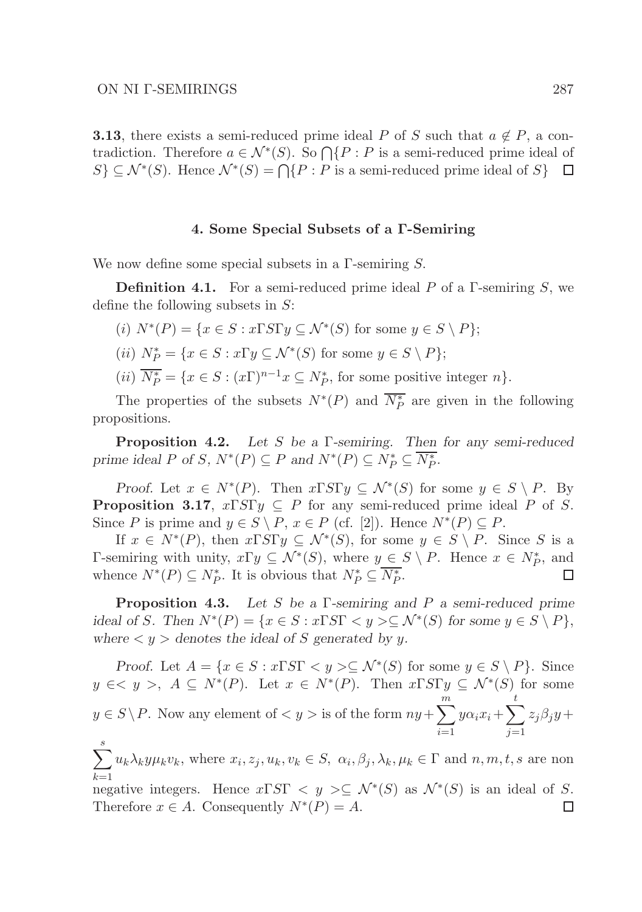**3.13**, there exists a semi-reduced prime ideal $P$ of $S$ such that $a \notin P$, a contradiction. Therefore $a \in \mathcal{N}^*(S)$. So $\bigcap\{P : P$ is a semi-reduced prime ideal of $S\} \subseteq \mathcal{N}^*(S)$. Hence $\mathcal{N}^*(S) = \bigcap\{P : P$ is a semi-reduced prime ideal of $S\}$ $\square$

## 4. Some Special Subsets of a Γ-Semiring

We now define some special subsets in a Γ-semiring $S$.

**Definition 4.1.** For a semi-reduced prime ideal $P$ of a Γ-semiring $S$, we define the following subsets in $S$:

(*i*) $N^*(P) = \{x \in S : x\Gamma S\Gamma y \subseteq \mathcal{N}^*(S)$ for some $y \in S \setminus P\}$;

(*ii*) $N^*_P = \{x \in S : x\Gamma y \subseteq \mathcal{N}^*(S)$ for some $y \in S \setminus P\}$;

(*ii*) $\overline{N^*_P} = \{x \in S : (x\Gamma)^{n-1}x \subseteq N^*_P$, for some positive integer $n\}$.

The properties of the subsets $N^*(P)$ and $\overline{N^*_P}$ are given in the following propositions.

**Proposition 4.2.** *Let $S$ be a Γ-semiring. Then for any semi-reduced prime ideal $P$ of $S$, $N^*(P) \subseteq P$ and $N^*(P) \subseteq N^*_P \subseteq \overline{N^*_P}$.*

*Proof.* Let $x \in N^*(P)$. Then $x\Gamma S\Gamma y \subseteq \mathcal{N}^*(S)$ for some $y \in S \setminus P$. By **Proposition 3.17**, $x\Gamma S\Gamma y \subseteq P$ for any semi-reduced prime ideal $P$ of $S$. Since $P$ is prime and $y \in S \setminus P$, $x \in P$ (cf. [2]). Hence $N^*(P) \subseteq P$.

If $x \in N^*(P)$, then $x\Gamma S\Gamma y \subseteq \mathcal{N}^*(S)$, for some $y \in S \setminus P$. Since $S$ is a Γ-semiring with unity, $x\Gamma y \subseteq \mathcal{N}^*(S)$, where $y \in S \setminus P$. Hence $x \in N^*_P$, and whence $N^*(P) \subseteq N^*_P$. It is obvious that $N^*_P \subseteq \overline{N^*_P}$. $\square$

**Proposition 4.3.** *Let $S$ be a Γ-semiring and $P$ a semi-reduced prime ideal of $S$. Then $N^*(P) = \{x \in S : x\Gamma S\Gamma < y > \subseteq \mathcal{N}^*(S)$ for some $y \in S \setminus P\}$, where $< y >$ denotes the ideal of $S$ generated by $y$.*

*Proof.* Let $A = \{x \in S : x\Gamma S\Gamma < y > \subseteq \mathcal{N}^*(S)$ for some $y \in S \setminus P\}$. Since $y \in < y >$, $A \subseteq N^*(P)$. Let $x \in N^*(P)$. Then $x\Gamma S\Gamma y \subseteq \mathcal{N}^*(S)$ for some $y \in S \setminus P$. Now any element of $< y >$ is of the form $ny + \sum_{i=1}^{m} y\alpha_i x_i + \sum_{j=1}^{t} z_j\beta_j y + \sum_{k=1}^{s} u_k\lambda_k y\mu_k v_k$, where $x_i, z_j, u_k, v_k \in S$, $\alpha_i, \beta_j, \lambda_k, \mu_k \in \Gamma$ and $n, m, t, s$ are non negative integers. Hence $x\Gamma S\Gamma < y > \subseteq \mathcal{N}^*(S)$ as $\mathcal{N}^*(S)$ is an ideal of $S$. Therefore $x \in A$. Consequently $N^*(P) = A$. $\square$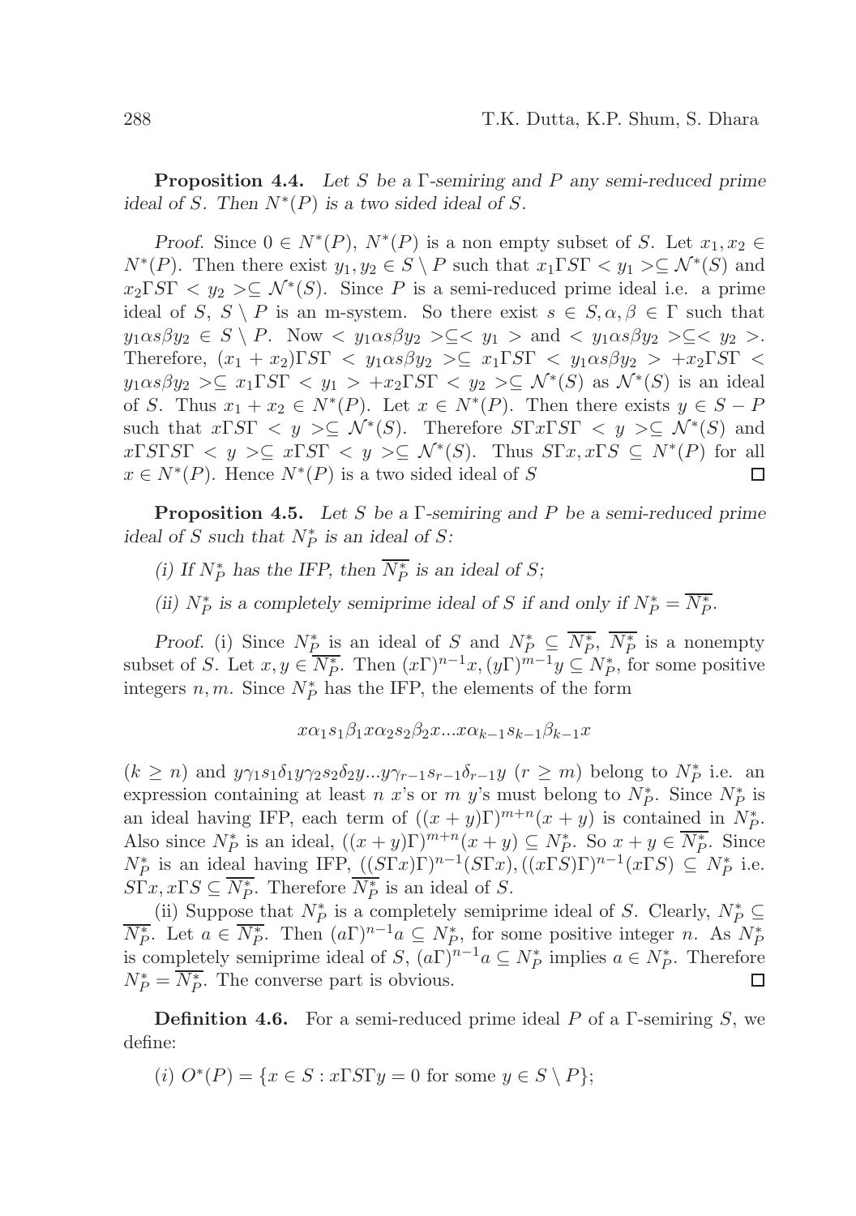**Proposition 4.4.** *Let $S$ be a $\Gamma$-semiring and $P$ any semi-reduced prime ideal of $S$. Then $N^*(P)$ is a two sided ideal of $S$.*

*Proof.* Since $0 \in N^*(P)$, $N^*(P)$ is a non empty subset of $S$. Let $x_1, x_2 \in N^*(P)$. Then there exist $y_1, y_2 \in S \setminus P$ such that $x_1\Gamma S\Gamma < y_1 > \subseteq \mathcal{N}^*(S)$ and $x_2\Gamma S\Gamma < y_2 > \subseteq \mathcal{N}^*(S)$. Since $P$ is a semi-reduced prime ideal i.e. a prime ideal of $S$, $S \setminus P$ is an m-system. So there exist $s \in S, \alpha, \beta \in \Gamma$ such that $y_1\alpha s\beta y_2 \in S \setminus P$. Now $< y_1\alpha s\beta y_2 > \subseteq < y_1 >$ and $< y_1\alpha s\beta y_2 > \subseteq < y_2 >$. Therefore, $(x_1 + x_2)\Gamma S\Gamma < y_1\alpha s\beta y_2 > \subseteq x_1\Gamma S\Gamma < y_1\alpha s\beta y_2 > + x_2\Gamma S\Gamma < y_1\alpha s\beta y_2 > \subseteq x_1\Gamma S\Gamma < y_1 > + x_2\Gamma S\Gamma < y_2 > \subseteq \mathcal{N}^*(S)$ as $\mathcal{N}^*(S)$ is an ideal of $S$. Thus $x_1 + x_2 \in N^*(P)$. Let $x \in N^*(P)$. Then there exists $y \in S - P$ such that $x\Gamma S\Gamma < y > \subseteq \mathcal{N}^*(S)$. Therefore $S\Gamma x\Gamma S\Gamma < y > \subseteq \mathcal{N}^*(S)$ and $x\Gamma S\Gamma S\Gamma < y > \subseteq x\Gamma S\Gamma < y > \subseteq \mathcal{N}^*(S)$. Thus $S\Gamma x, x\Gamma S \subseteq N^*(P)$ for all $x \in N^*(P)$. Hence $N^*(P)$ is a two sided ideal of $S$ $\square$

**Proposition 4.5.** *Let $S$ be a $\Gamma$-semiring and $P$ be a semi-reduced prime ideal of $S$ such that $N_P^*$ is an ideal of $S$:*

*(i) If $N_P^*$ has the IFP, then $\overline{N_P^*}$ is an ideal of $S$;*

*(ii) $N_P^*$ is a completely semiprime ideal of $S$ if and only if $N_P^* = \overline{N_P^*}$.*

*Proof.* (i) Since $N_P^*$ is an ideal of $S$ and $N_P^* \subseteq \overline{N_P^*}$, $\overline{N_P^*}$ is a nonempty subset of $S$. Let $x, y \in \overline{N_P^*}$. Then $(x\Gamma)^{n-1}x, (y\Gamma)^{m-1}y \subseteq N_P^*$, for some positive integers $n, m$. Since $N_P^*$ has the IFP, the elements of the form

$$x\alpha_1 s_1\beta_1 x\alpha_2 s_2\beta_2 x ... x\alpha_{k-1}s_{k-1}\beta_{k-1}x$$

($k \geq n$) and $y\gamma_1 s_1\delta_1 y\gamma_2 s_2\delta_2 y ... y\gamma_{r-1}s_{r-1}\delta_{r-1}y$ ($r \geq m$) belong to $N_P^*$ i.e. an expression containing at least $n$ $x$'s or $m$ $y$'s must belong to $N_P^*$. Since $N_P^*$ is an ideal having IFP, each term of $((x+y)\Gamma)^{m+n}(x+y)$ is contained in $N_P^*$. Also since $N_P^*$ is an ideal, $((x+y)\Gamma)^{m+n}(x+y) \subseteq N_P^*$. So $x + y \in \overline{N_P^*}$. Since $N_P^*$ is an ideal having IFP, $((S\Gamma x)\Gamma)^{n-1}(S\Gamma x), ((x\Gamma S)\Gamma)^{n-1}(x\Gamma S) \subseteq N_P^*$ i.e. $S\Gamma x, x\Gamma S \subseteq \overline{N_P^*}$. Therefore $\overline{N_P^*}$ is an ideal of $S$.

(ii) Suppose that $N_P^*$ is a completely semiprime ideal of $S$. Clearly, $N_P^* \subseteq \overline{N_P^*}$. Let $a \in \overline{N_P^*}$. Then $(a\Gamma)^{n-1}a \subseteq N_P^*$, for some positive integer $n$. As $N_P^*$ is completely semiprime ideal of $S$, $(a\Gamma)^{n-1}a \subseteq N_P^*$ implies $a \in N_P^*$. Therefore $N_P^* = \overline{N_P^*}$. The converse part is obvious. $\square$

**Definition 4.6.** For a semi-reduced prime ideal $P$ of a $\Gamma$-semiring $S$, we define:

(*i*) $O^*(P) = \{x \in S : x\Gamma S\Gamma y = 0$ for some $y \in S \setminus P\}$;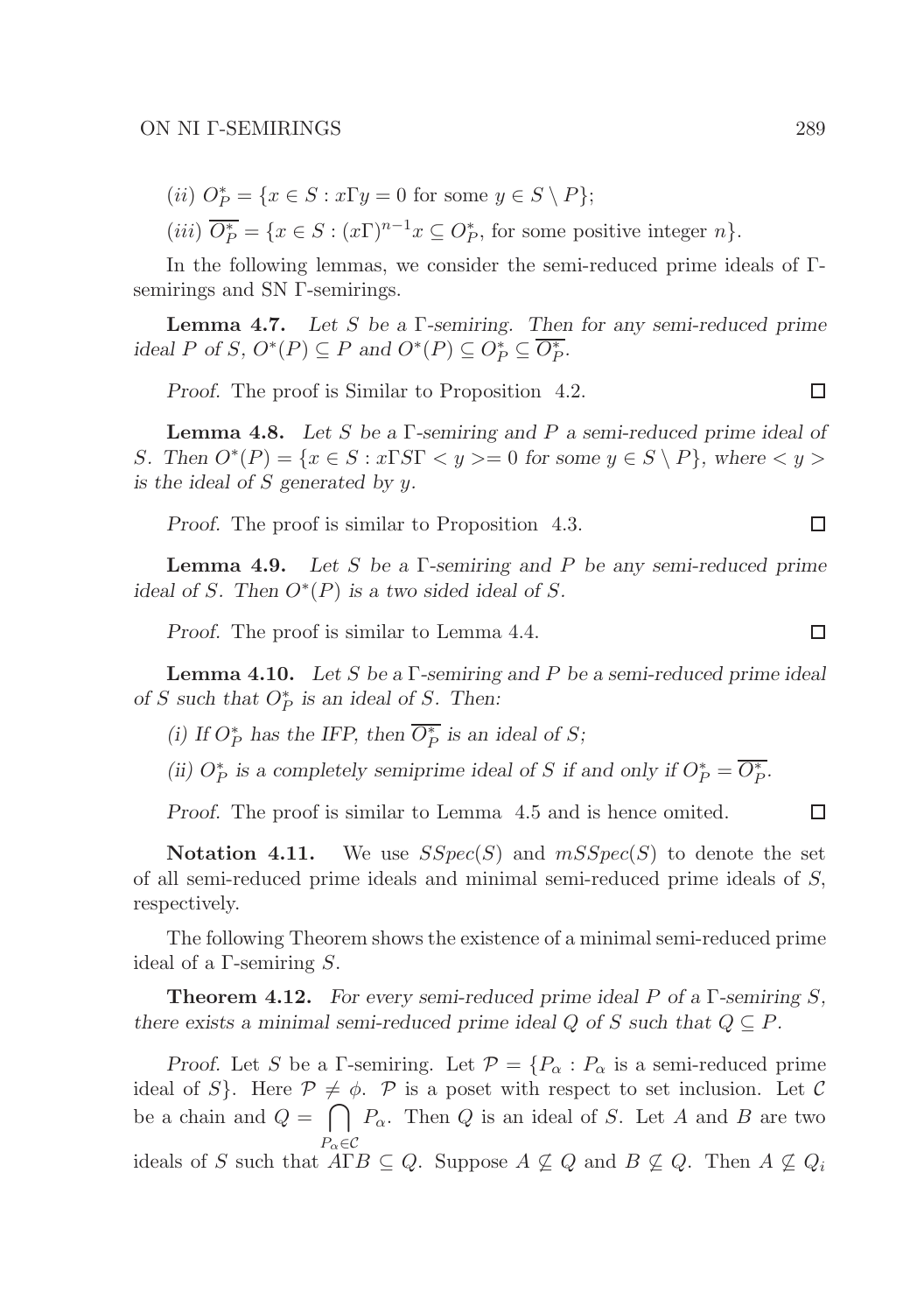(ii) $O_P^* = \{x \in S : x\Gamma y = 0 \text{ for some } y \in S \setminus P\}$;

(iii) $\overline{O_P^*} = \{x \in S : (x\Gamma)^{n-1}x \subseteq O_P^*, \text{ for some positive integer } n\}$.

In the following lemmas, we consider the semi-reduced prime ideals of Γ-semirings and SN Γ-semirings.

**Lemma 4.7.** *Let $S$ be a Γ-semiring. Then for any semi-reduced prime ideal $P$ of $S$, $O^*(P) \subseteq P$ and $O^*(P) \subseteq O_P^* \subseteq \overline{O_P^*}$.*

*Proof.* The proof is Similar to Proposition 4.2. □

**Lemma 4.8.** *Let $S$ be a Γ-semiring and $P$ a semi-reduced prime ideal of $S$. Then $O^*(P) = \{x \in S : x\Gamma S\Gamma < y >= 0 \text{ for some } y \in S \setminus P\}$, where $< y >$ is the ideal of $S$ generated by $y$.*

*Proof.* The proof is similar to Proposition 4.3. □

**Lemma 4.9.** *Let $S$ be a Γ-semiring and $P$ be any semi-reduced prime ideal of $S$. Then $O^*(P)$ is a two sided ideal of $S$.*

*Proof.* The proof is similar to Lemma 4.4. □

**Lemma 4.10.** *Let $S$ be a Γ-semiring and $P$ be a semi-reduced prime ideal of $S$ such that $O_P^*$ is an ideal of $S$. Then:*

*(i) If $O_P^*$ has the IFP, then $\overline{O_P^*}$ is an ideal of $S$;*

*(ii) $O_P^*$ is a completely semiprime ideal of $S$ if and only if $O_P^* = \overline{O_P^*}$.*

*Proof.* The proof is similar to Lemma 4.5 and is hence omited. □

**Notation 4.11.** We use $SSpec(S)$ and $mSSpec(S)$ to denote the set of all semi-reduced prime ideals and minimal semi-reduced prime ideals of $S$, respectively.

The following Theorem shows the existence of a minimal semi-reduced prime ideal of a Γ-semiring $S$.

**Theorem 4.12.** *For every semi-reduced prime ideal $P$ of a Γ-semiring $S$, there exists a minimal semi-reduced prime ideal $Q$ of $S$ such that $Q \subseteq P$.*

*Proof.* Let $S$ be a Γ-semiring. Let $\mathcal{P} = \{P_\alpha : P_\alpha \text{ is a semi-reduced prime ideal of } S\}$. Here $\mathcal{P} \neq \phi$. $\mathcal{P}$ is a poset with respect to set inclusion. Let $\mathcal{C}$ be a chain and $Q = \bigcap_{P_\alpha \in \mathcal{C}} P_\alpha$. Then $Q$ is an ideal of $S$. Let $A$ and $B$ are two ideals of $S$ such that $A\Gamma B \subseteq Q$. Suppose $A \nsubseteq Q$ and $B \nsubseteq Q$. Then $A \nsubseteq Q_i$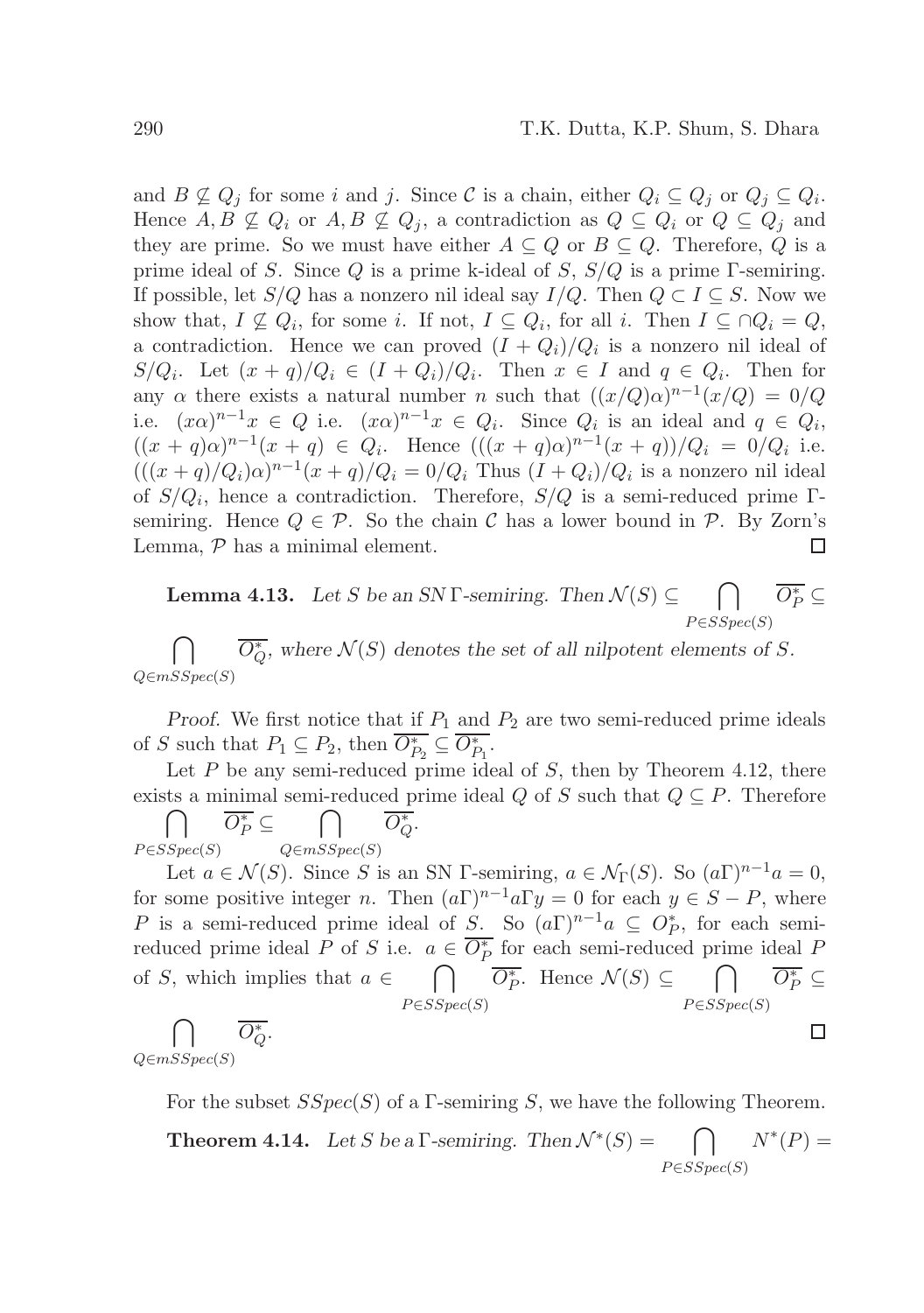and $B \not\subseteq Q_j$ for some $i$ and $j$. Since $\mathcal{C}$ is a chain, either $Q_i \subseteq Q_j$ or $Q_j \subseteq Q_i$. Hence $A, B \not\subseteq Q_i$ or $A, B \not\subseteq Q_j$, a contradiction as $Q \subseteq Q_i$ or $Q \subseteq Q_j$ and they are prime. So we must have either $A \subseteq Q$ or $B \subseteq Q$. Therefore, $Q$ is a prime ideal of $S$. Since $Q$ is a prime k-ideal of $S$, $S/Q$ is a prime Γ-semiring. If possible, let $S/Q$ has a nonzero nil ideal say $I/Q$. Then $Q \subset I \subseteq S$. Now we show that, $I \not\subseteq Q_i$, for some $i$. If not, $I \subseteq Q_i$, for all $i$. Then $I \subseteq \cap Q_i = Q$, a contradiction. Hence we can proved $(I + Q_i)/Q_i$ is a nonzero nil ideal of $S/Q_i$. Let $(x+q)/Q_i \in (I+Q_i)/Q_i$. Then $x \in I$ and $q \in Q_i$. Then for any $\alpha$ there exists a natural number $n$ such that $((x/Q)\alpha)^{n-1}(x/Q) = 0/Q$ i.e. $(x\alpha)^{n-1}x \in Q$ i.e. $(x\alpha)^{n-1}x \in Q_i$. Since $Q_i$ is an ideal and $q \in Q_i$, $((x+q)\alpha)^{n-1}(x+q) \in Q_i$. Hence $(((x+q)\alpha)^{n-1}(x+q))/Q_i = 0/Q_i$ i.e. $(((x+q)/Q_i)\alpha)^{n-1}(x+q)/Q_i = 0/Q_i$ Thus $(I+Q_i)/Q_i$ is a nonzero nil ideal of $S/Q_i$, hence a contradiction. Therefore, $S/Q$ is a semi-reduced prime Γ-semiring. Hence $Q \in \mathcal{P}$. So the chain $\mathcal{C}$ has a lower bound in $\mathcal{P}$. By Zorn's Lemma, $\mathcal{P}$ has a minimal element. □

**Lemma 4.13.** *Let $S$ be an SN Γ-semiring. Then $\mathcal{N}(S) \subseteq \bigcap_{P \in SSpec(S)} \overline{O_P^*} \subseteq \bigcap_{Q \in mSSpec(S)} \overline{O_Q^*}$, where $\mathcal{N}(S)$ denotes the set of all nilpotent elements of $S$.*

*Proof.* We first notice that if $P_1$ and $P_2$ are two semi-reduced prime ideals of $S$ such that $P_1 \subseteq P_2$, then $\overline{O_{P_2}^*} \subseteq \overline{O_{P_1}^*}$.

Let $P$ be any semi-reduced prime ideal of $S$, then by Theorem 4.12, there exists a minimal semi-reduced prime ideal $Q$ of $S$ such that $Q \subseteq P$. Therefore $\bigcap_{P \in SSpec(S)} \overline{O_P^*} \subseteq \bigcap_{Q \in mSSpec(S)} \overline{O_Q^*}$.

Let $a \in \mathcal{N}(S)$. Since $S$ is an SN Γ-semiring, $a \in \mathcal{N}_\Gamma(S)$. So $(a\Gamma)^{n-1}a = 0$, for some positive integer $n$. Then $(a\Gamma)^{n-1}a\Gamma y = 0$ for each $y \in S - P$, where $P$ is a semi-reduced prime ideal of $S$. So $(a\Gamma)^{n-1}a \subseteq O_P^*$, for each semi-reduced prime ideal $P$ of $S$ i.e. $a \in \overline{O_P^*}$ for each semi-reduced prime ideal $P$ of $S$, which implies that $a \in \bigcap_{P \in SSpec(S)} \overline{O_P^*}$. Hence $\mathcal{N}(S) \subseteq \bigcap_{P \in SSpec(S)} \overline{O_P^*} \subseteq \bigcap_{Q \in mSSpec(S)} \overline{O_Q^*}$. □

For the subset $SSpec(S)$ of a Γ-semiring $S$, we have the following Theorem.

**Theorem 4.14.** *Let $S$ be a Γ-semiring. Then $\mathcal{N}^*(S) = \bigcap_{P \in SSpec(S)} N^*(P) =$*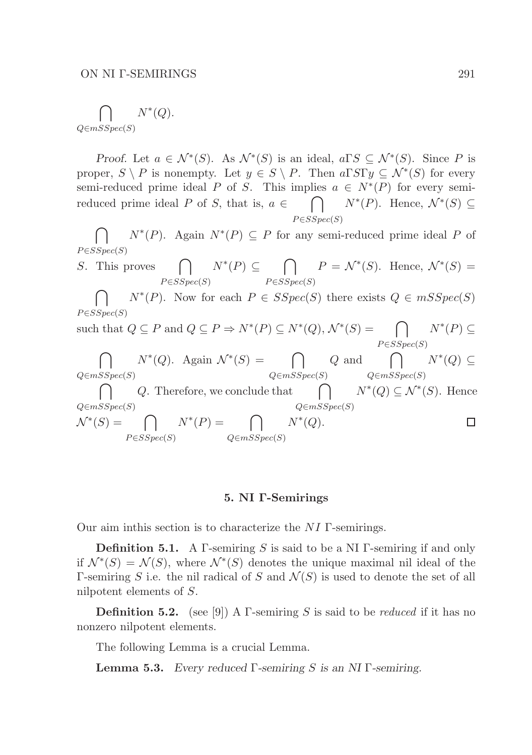$$\bigcap_{Q\in mSSpec(S)} N^*(Q).$$

*Proof.* Let $a \in \mathcal{N}^*(S)$. As $\mathcal{N}^*(S)$ is an ideal, $a\Gamma S \subseteq \mathcal{N}^*(S)$. Since $P$ is proper, $S \setminus P$ is nonempty. Let $y \in S \setminus P$. Then $a\Gamma S\Gamma y \subseteq \mathcal{N}^*(S)$ for every semi-reduced prime ideal $P$ of $S$. This implies $a \in N^*(P)$ for every semi-reduced prime ideal $P$ of $S$, that is, $a \in \bigcap_{P\in SSpec(S)} N^*(P)$. Hence, $\mathcal{N}^*(S) \subseteq \bigcap_{P\in SSpec(S)} N^*(P)$. Again $N^*(P) \subseteq P$ for any semi-reduced prime ideal $P$ of $S$. This proves $\bigcap_{P\in SSpec(S)} N^*(P) \subseteq \bigcap_{P\in SSpec(S)} P = \mathcal{N}^*(S)$. Hence, $\mathcal{N}^*(S) = \bigcap_{P\in SSpec(S)} N^*(P)$. Now for each $P \in SSpec(S)$ there exists $Q \in mSSpec(S)$ such that $Q \subseteq P$ and $Q \subseteq P \Rightarrow N^*(P) \subseteq N^*(Q)$, $\mathcal{N}^*(S) = \bigcap_{P\in SSpec(S)} N^*(P) \subseteq \bigcap_{Q\in mSSpec(S)} N^*(Q)$. Again $\mathcal{N}^*(S) = \bigcap_{Q\in mSSpec(S)} Q$ and $\bigcap_{Q\in mSSpec(S)} N^*(Q) \subseteq \bigcap_{Q\in mSSpec(S)} Q$. Therefore, we conclude that $\bigcap_{Q\in mSSpec(S)} N^*(Q) \subseteq \mathcal{N}^*(S)$. Hence $\mathcal{N}^*(S) = \bigcap_{P\in SSpec(S)} N^*(P) = \bigcap_{Q\in mSSpec(S)} N^*(Q)$. □

## 5. NI Γ-Semirings

Our aim inthis section is to characterize the $NI$ Γ-semirings.

**Definition 5.1.** A Γ-semiring $S$ is said to be a NI Γ-semiring if and only if $\mathcal{N}^*(S) = \mathcal{N}(S)$, where $\mathcal{N}^*(S)$ denotes the unique maximal nil ideal of the Γ-semiring $S$ i.e. the nil radical of $S$ and $\mathcal{N}(S)$ is used to denote the set of all nilpotent elements of $S$.

**Definition 5.2.** (see [9]) A Γ-semiring $S$ is said to be *reduced* if it has no nonzero nilpotent elements.

The following Lemma is a crucial Lemma.

**Lemma 5.3.** *Every reduced Γ-semiring $S$ is an NI Γ-semiring.*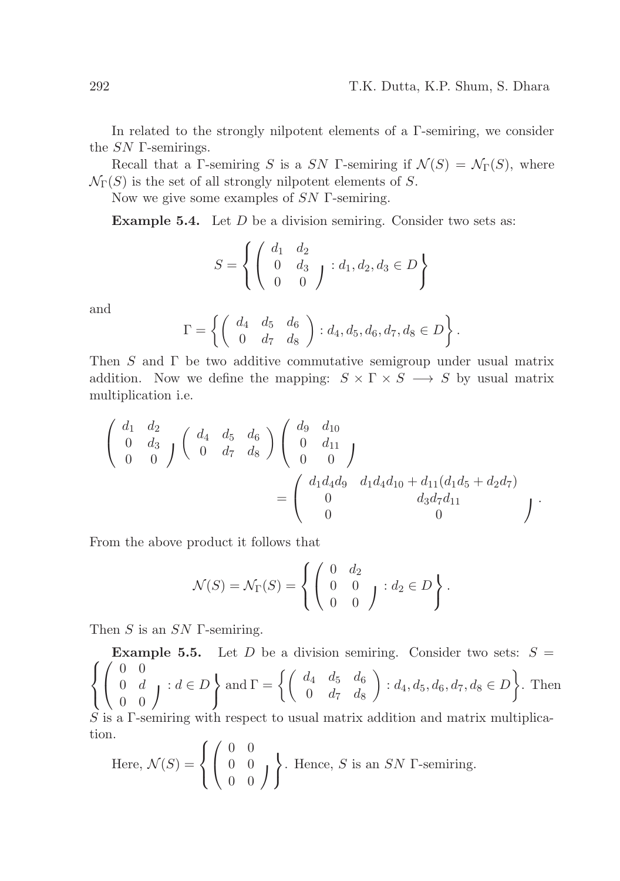In related to the strongly nilpotent elements of a Γ-semiring, we consider the $SN$ Γ-semirings.

Recall that a Γ-semiring $S$ is a $SN$ Γ-semiring if $\mathcal{N}(S) = \mathcal{N}_\Gamma(S)$, where $\mathcal{N}_\Gamma(S)$ is the set of all strongly nilpotent elements of $S$.

Now we give some examples of $SN$ Γ-semiring.

**Example 5.4.** Let $D$ be a division semiring. Consider two sets as:

$$S = \left\{ \begin{pmatrix} d_1 & d_2 \\ 0 & d_3 \\ 0 & 0 \end{pmatrix} : d_1, d_2, d_3 \in D \right\}$$

and

$$\Gamma = \left\{ \begin{pmatrix} d_4 & d_5 & d_6 \\ 0 & d_7 & d_8 \end{pmatrix} : d_4, d_5, d_6, d_7, d_8 \in D \right\}.$$

Then $S$ and $\Gamma$ be two additive commutative semigroup under usual matrix addition. Now we define the mapping: $S \times \Gamma \times S \longrightarrow S$ by usual matrix multiplication i.e.

$$\begin{pmatrix} d_1 & d_2 \\ 0 & d_3 \\ 0 & 0 \end{pmatrix} \begin{pmatrix} d_4 & d_5 & d_6 \\ 0 & d_7 & d_8 \end{pmatrix} \begin{pmatrix} d_9 & d_{10} \\ 0 & d_{11} \\ 0 & 0 \end{pmatrix} = \begin{pmatrix} d_1 d_4 d_9 & d_1 d_4 d_{10} + d_{11}(d_1 d_5 + d_2 d_7) \\ 0 & d_3 d_7 d_{11} \\ 0 & 0 \end{pmatrix}.$$

From the above product it follows that

$$\mathcal{N}(S) = \mathcal{N}_\Gamma(S) = \left\{ \begin{pmatrix} 0 & d_2 \\ 0 & 0 \\ 0 & 0 \end{pmatrix} : d_2 \in D \right\}.$$

Then $S$ is an $SN$ Γ-semiring.

**Example 5.5.** Let $D$ be a division semiring. Consider two sets: $S = \left\{ \begin{pmatrix} 0 & 0 \\ 0 & d \\ 0 & 0 \end{pmatrix} : d \in D \right\}$ and $\Gamma = \left\{ \begin{pmatrix} d_4 & d_5 & d_6 \\ 0 & d_7 & d_8 \end{pmatrix} : d_4, d_5, d_6, d_7, d_8 \in D \right\}$. Then $S$ is a Γ-semiring with respect to usual matrix addition and matrix multiplication.

Here, $\mathcal{N}(S) = \left\{ \begin{pmatrix} 0 & 0 \\ 0 & 0 \\ 0 & 0 \end{pmatrix} \right\}$. Hence, $S$ is an $SN$ Γ-semiring.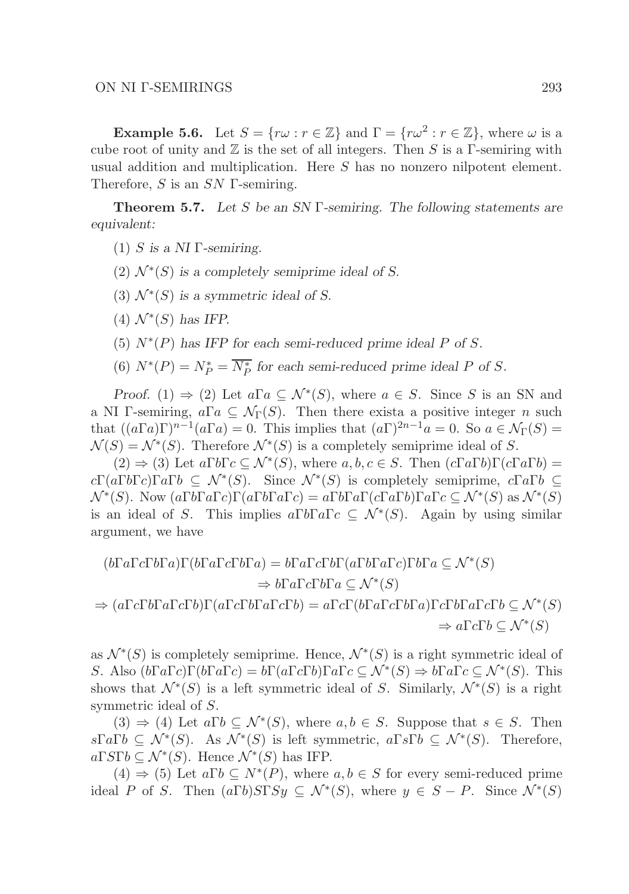**Example 5.6.** Let $S = \{r\omega : r \in \mathbb{Z}\}$ and $\Gamma = \{r\omega^2 : r \in \mathbb{Z}\}$, where $\omega$ is a cube root of unity and $\mathbb{Z}$ is the set of all integers. Then $S$ is a $\Gamma$-semiring with usual addition and multiplication. Here $S$ has no nonzero nilpotent element. Therefore, $S$ is an $SN$ $\Gamma$-semiring.

**Theorem 5.7.** *Let $S$ be an SN $\Gamma$-semiring. The following statements are equivalent:*

(1) *$S$ is a NI $\Gamma$-semiring.*

(2) *$\mathcal{N}^*(S)$ is a completely semiprime ideal of $S$.*

(3) *$\mathcal{N}^*(S)$ is a symmetric ideal of $S$.*

(4) *$\mathcal{N}^*(S)$ has IFP.*

(5) *$N^*(P)$ has IFP for each semi-reduced prime ideal $P$ of $S$.*

(6) *$N^*(P) = N^*_P = \overline{N^*_P}$ for each semi-reduced prime ideal $P$ of $S$.*

*Proof.* (1) $\Rightarrow$ (2) Let $a\Gamma a \subseteq \mathcal{N}^*(S)$, where $a \in S$. Since $S$ is an SN and a NI $\Gamma$-semiring, $a\Gamma a \subseteq \mathcal{N}_\Gamma(S)$. Then there exista a positive integer $n$ such that $((a\Gamma a)\Gamma)^{n-1}(a\Gamma a) = 0$. This implies that $(a\Gamma)^{2n-1}a = 0$. So $a \in \mathcal{N}_\Gamma(S) = \mathcal{N}(S) = \mathcal{N}^*(S)$. Therefore $\mathcal{N}^*(S)$ is a completely semiprime ideal of $S$.

(2) $\Rightarrow$ (3) Let $a\Gamma b\Gamma c \subseteq \mathcal{N}^*(S)$, where $a, b, c \in S$. Then $(c\Gamma a\Gamma b)\Gamma(c\Gamma a\Gamma b) = c\Gamma(a\Gamma b\Gamma c)\Gamma a\Gamma b \subseteq \mathcal{N}^*(S)$. Since $\mathcal{N}^*(S)$ is completely semiprime, $c\Gamma a\Gamma b \subseteq \mathcal{N}^*(S)$. Now $(a\Gamma b\Gamma a\Gamma c)\Gamma(a\Gamma b\Gamma a\Gamma c) = a\Gamma b\Gamma a\Gamma(c\Gamma a\Gamma b)\Gamma a\Gamma c \subseteq \mathcal{N}^*(S)$ as $\mathcal{N}^*(S)$ is an ideal of $S$. This implies $a\Gamma b\Gamma a\Gamma c \subseteq \mathcal{N}^*(S)$. Again by using similar argument, we have

$$
\begin{aligned}
(b\Gamma a\Gamma c\Gamma b\Gamma a)\Gamma(b\Gamma a\Gamma c\Gamma b\Gamma a) &= b\Gamma a\Gamma c\Gamma b\Gamma(a\Gamma b\Gamma a\Gamma c)\Gamma b\Gamma a \subseteq \mathcal{N}^*(S) \\
&\Rightarrow b\Gamma a\Gamma c\Gamma b\Gamma a \subseteq \mathcal{N}^*(S) \\
\Rightarrow (a\Gamma c\Gamma b\Gamma a\Gamma c\Gamma b)\Gamma(a\Gamma c\Gamma b\Gamma a\Gamma c\Gamma b) &= a\Gamma c\Gamma(b\Gamma a\Gamma c\Gamma b\Gamma a)\Gamma c\Gamma b\Gamma a\Gamma c\Gamma b \subseteq \mathcal{N}^*(S) \\
&\Rightarrow a\Gamma c\Gamma b \subseteq \mathcal{N}^*(S)
\end{aligned}
$$

as $\mathcal{N}^*(S)$ is completely semiprime. Hence, $\mathcal{N}^*(S)$ is a right symmetric ideal of $S$. Also $(b\Gamma a\Gamma c)\Gamma(b\Gamma a\Gamma c) = b\Gamma(a\Gamma c\Gamma b)\Gamma a\Gamma c \subseteq \mathcal{N}^*(S) \Rightarrow b\Gamma a\Gamma c \subseteq \mathcal{N}^*(S)$. This shows that $\mathcal{N}^*(S)$ is a left symmetric ideal of $S$. Similarly, $\mathcal{N}^*(S)$ is a right symmetric ideal of $S$.

(3) $\Rightarrow$ (4) Let $a\Gamma b \subseteq \mathcal{N}^*(S)$, where $a, b \in S$. Suppose that $s \in S$. Then $s\Gamma a\Gamma b \subseteq \mathcal{N}^*(S)$. As $\mathcal{N}^*(S)$ is left symmetric, $a\Gamma s\Gamma b \subseteq \mathcal{N}^*(S)$. Therefore, $a\Gamma S\Gamma b \subseteq \mathcal{N}^*(S)$. Hence $\mathcal{N}^*(S)$ has IFP.

(4) $\Rightarrow$ (5) Let $a\Gamma b \subseteq N^*(P)$, where $a, b \in S$ for every semi-reduced prime ideal $P$ of $S$. Then $(a\Gamma b)S\Gamma Sy \subseteq \mathcal{N}^*(S)$, where $y \in S - P$. Since $\mathcal{N}^*(S)$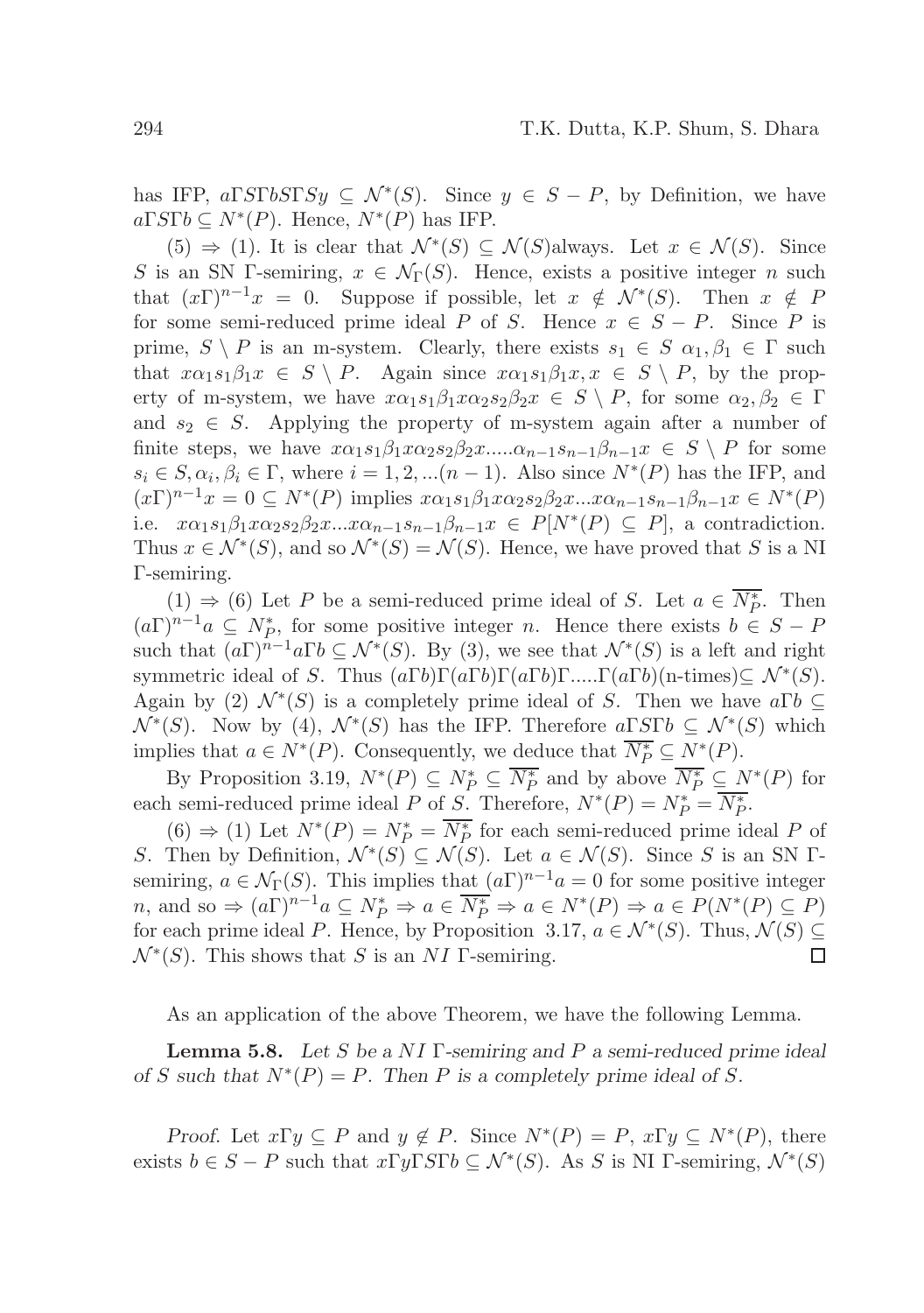has IFP, $a\Gamma S\Gamma bS\Gamma Sy \subseteq \mathcal{N}^*(S)$. Since $y \in S - P$, by Definition, we have $a\Gamma S\Gamma b \subseteq N^*(P)$. Hence, $N^*(P)$ has IFP.

(5) $\Rightarrow$ (1). It is clear that $\mathcal{N}^*(S) \subseteq \mathcal{N}(S)$always. Let $x \in \mathcal{N}(S)$. Since $S$ is an SN $\Gamma$-semiring, $x \in \mathcal{N}_\Gamma(S)$. Hence, exists a positive integer $n$ such that $(x\Gamma)^{n-1}x = 0$. Suppose if possible, let $x \notin \mathcal{N}^*(S)$. Then $x \notin P$ for some semi-reduced prime ideal $P$ of $S$. Hence $x \in S - P$. Since $P$ is prime, $S \setminus P$ is an m-system. Clearly, there exists $s_1 \in S$ $\alpha_1, \beta_1 \in \Gamma$ such that $x\alpha_1 s_1 \beta_1 x \in S \setminus P$. Again since $x\alpha_1 s_1 \beta_1 x, x \in S \setminus P$, by the property of m-system, we have $x\alpha_1 s_1 \beta_1 x\alpha_2 s_2 \beta_2 x \in S \setminus P$, for some $\alpha_2, \beta_2 \in \Gamma$ and $s_2 \in S$. Applying the property of m-system again after a number of finite steps, we have $x\alpha_1 s_1 \beta_1 x\alpha_2 s_2 \beta_2 x.....\alpha_{n-1} s_{n-1} \beta_{n-1} x \in S \setminus P$ for some $s_i \in S, \alpha_i, \beta_i \in \Gamma$, where $i = 1, 2, ...(n-1)$. Also since $N^*(P)$ has the IFP, and $(x\Gamma)^{n-1}x = 0 \subseteq N^*(P)$ implies $x\alpha_1 s_1 \beta_1 x\alpha_2 s_2 \beta_2 x...x\alpha_{n-1} s_{n-1} \beta_{n-1} x \in N^*(P)$ i.e. $x\alpha_1 s_1 \beta_1 x\alpha_2 s_2 \beta_2 x...x\alpha_{n-1} s_{n-1} \beta_{n-1} x \in P[N^*(P) \subseteq P]$, a contradiction. Thus $x \in \mathcal{N}^*(S)$, and so $\mathcal{N}^*(S) = \mathcal{N}(S)$. Hence, we have proved that $S$ is a NI $\Gamma$-semiring.

(1) $\Rightarrow$ (6) Let $P$ be a semi-reduced prime ideal of $S$. Let $a \in \overline{N_P^*}$. Then $(a\Gamma)^{n-1}a \subseteq N_P^*$, for some positive integer $n$. Hence there exists $b \in S - P$ such that $(a\Gamma)^{n-1}a\Gamma b \subseteq \mathcal{N}^*(S)$. By (3), we see that $\mathcal{N}^*(S)$ is a left and right symmetric ideal of $S$. Thus $(a\Gamma b)\Gamma(a\Gamma b)\Gamma(a\Gamma b)\Gamma.....\Gamma(a\Gamma b)(\text{n-times}) \subseteq \mathcal{N}^*(S)$. Again by (2) $\mathcal{N}^*(S)$ is a completely prime ideal of $S$. Then we have $a\Gamma b \subseteq \mathcal{N}^*(S)$. Now by (4), $\mathcal{N}^*(S)$ has the IFP. Therefore $a\Gamma S\Gamma b \subseteq \mathcal{N}^*(S)$ which implies that $a \in N^*(P)$. Consequently, we deduce that $\overline{N_P^*} \subseteq N^*(P)$.

By Proposition 3.19, $N^*(P) \subseteq N_P^* \subseteq \overline{N_P^*}$ and by above $\overline{N_P^*} \subseteq N^*(P)$ for each semi-reduced prime ideal $P$ of $S$. Therefore, $N^*(P) = N_P^* = \overline{N_P^*}$.

(6) $\Rightarrow$ (1) Let $N^*(P) = N_P^* = \overline{N_P^*}$ for each semi-reduced prime ideal $P$ of $S$. Then by Definition, $\mathcal{N}^*(S) \subseteq \mathcal{N}(S)$. Let $a \in \mathcal{N}(S)$. Since $S$ is an SN $\Gamma$-semiring, $a \in \mathcal{N}_\Gamma(S)$. This implies that $(a\Gamma)^{n-1}a = 0$ for some positive integer $n$, and so $\Rightarrow (a\Gamma)^{n-1}a \subseteq N_P^* \Rightarrow a \in \overline{N_P^*} \Rightarrow a \in N^*(P) \Rightarrow a \in P(N^*(P) \subseteq P)$ for each prime ideal $P$. Hence, by Proposition 3.17, $a \in \mathcal{N}^*(S)$. Thus, $\mathcal{N}(S) \subseteq \mathcal{N}^*(S)$. This shows that $S$ is an $NI$ $\Gamma$-semiring. $\square$

As an application of the above Theorem, we have the following Lemma.

**Lemma 5.8.** *Let $S$ be a $NI$ $\Gamma$-semiring and $P$ a semi-reduced prime ideal of $S$ such that $N^*(P) = P$. Then $P$ is a completely prime ideal of $S$.*

*Proof.* Let $x\Gamma y \subseteq P$ and $y \notin P$. Since $N^*(P) = P$, $x\Gamma y \subseteq N^*(P)$, there exists $b \in S - P$ such that $x\Gamma y\Gamma S\Gamma b \subseteq \mathcal{N}^*(S)$. As $S$ is NI $\Gamma$-semiring, $\mathcal{N}^*(S)$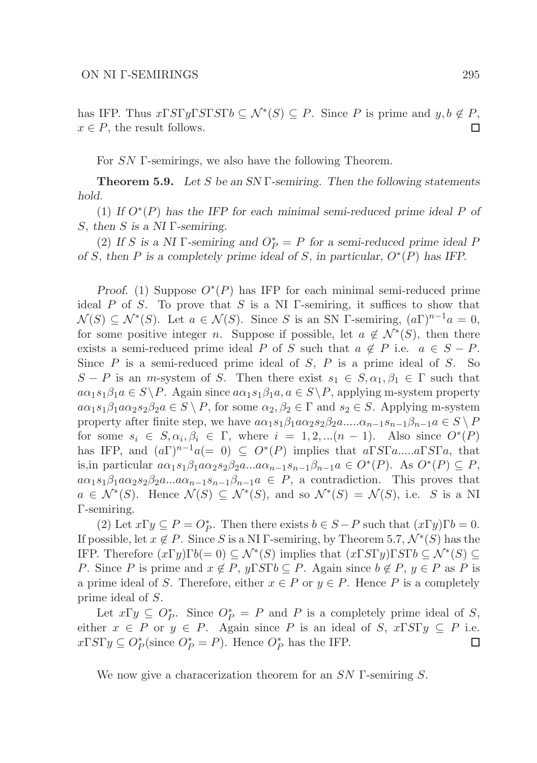has IFP. Thus $x\Gamma S\Gamma y\Gamma S\Gamma S\Gamma b \subseteq \mathcal{N}^*(S) \subseteq P$. Since $P$ is prime and $y, b \notin P$, $x \in P$, the result follows. $\square$

For $SN$ $\Gamma$-semirings, we also have the following Theorem.

**Theorem 5.9.** *Let $S$ be an SN $\Gamma$-semiring. Then the following statements hold.*

(1) *If $O^*(P)$ has the IFP for each minimal semi-reduced prime ideal $P$ of $S$, then $S$ is a NI $\Gamma$-semiring.*

(2) *If $S$ is a NI $\Gamma$-semiring and $O^*_P = P$ for a semi-reduced prime ideal $P$ of $S$, then $P$ is a completely prime ideal of $S$, in particular, $O^*(P)$ has IFP.*

*Proof.* (1) Suppose $O^*(P)$ has IFP for each minimal semi-reduced prime ideal $P$ of $S$. To prove that $S$ is a NI $\Gamma$-semiring, it suffices to show that $\mathcal{N}(S) \subseteq \mathcal{N}^*(S)$. Let $a \in \mathcal{N}(S)$. Since $S$ is an SN $\Gamma$-semiring, $(a\Gamma)^{n-1}a = 0$, for some positive integer $n$. Suppose if possible, let $a \notin \mathcal{N}^*(S)$, then there exists a semi-reduced prime ideal $P$ of $S$ such that $a \notin P$ i.e. $a \in S - P$. Since $P$ is a semi-reduced prime ideal of $S$, $P$ is a prime ideal of $S$. So $S - P$ is an $m$-system of $S$. Then there exist $s_1 \in S, \alpha_1, \beta_1 \in \Gamma$ such that $a\alpha_1 s_1 \beta_1 a \in S \setminus P$. Again since $a\alpha_1 s_1 \beta_1 a, a \in S \setminus P$, applying m-system property $a\alpha_1 s_1 \beta_1 a \alpha_2 s_2 \beta_2 a \in S \setminus P$, for some $\alpha_2, \beta_2 \in \Gamma$ and $s_2 \in S$. Applying m-system property after finite step, we have $a\alpha_1 s_1 \beta_1 a \alpha_2 s_2 \beta_2 a .....\alpha_{n-1} s_{n-1} \beta_{n-1} a \in S \setminus P$ for some $s_i \in S, \alpha_i, \beta_i \in \Gamma$, where $i = 1, 2, ...(n-1)$. Also since $O^*(P)$ has IFP, and $(a\Gamma)^{n-1}a (= 0) \subseteq O^*(P)$ implies that $a\Gamma S\Gamma a.....a\Gamma S\Gamma a$, that is,in particular $a\alpha_1 s_1 \beta_1 a \alpha_2 s_2 \beta_2 a ... a\alpha_{n-1} s_{n-1} \beta_{n-1} a \in O^*(P)$. As $O^*(P) \subseteq P$, $a\alpha_1 s_1 \beta_1 a \alpha_2 s_2 \beta_2 a ... a\alpha_{n-1} s_{n-1} \beta_{n-1} a \in P$, a contradiction. This proves that $a \in \mathcal{N}^*(S)$. Hence $\mathcal{N}(S) \subseteq \mathcal{N}^*(S)$, and so $\mathcal{N}^*(S) = \mathcal{N}(S)$, i.e. $S$ is a NI $\Gamma$-semiring.

(2) Let $x\Gamma y \subseteq P = O^*_P$. Then there exists $b \in S - P$ such that $(x\Gamma y)\Gamma b = 0$. If possible, let $x \notin P$. Since $S$ is a NI $\Gamma$-semiring, by Theorem 5.7, $\mathcal{N}^*(S)$ has the IFP. Therefore $(x\Gamma y)\Gamma b (= 0) \subseteq \mathcal{N}^*(S)$ implies that $(x\Gamma S\Gamma y)\Gamma S\Gamma b \subseteq \mathcal{N}^*(S) \subseteq P$. Since $P$ is prime and $x \notin P$, $y\Gamma S\Gamma b \subseteq P$. Again since $b \notin P$, $y \in P$ as $P$ is a prime ideal of $S$. Therefore, either $x \in P$ or $y \in P$. Hence $P$ is a completely prime ideal of $S$.

Let $x\Gamma y \subseteq O^*_P$. Since $O^*_P = P$ and $P$ is a completely prime ideal of $S$, either $x \in P$ or $y \in P$. Again since $P$ is an ideal of $S$, $x\Gamma S\Gamma y \subseteq P$ i.e. $x\Gamma S\Gamma y \subseteq O^*_P$(since $O^*_P = P$). Hence $O^*_P$ has the IFP. $\square$

We now give a characerization theorem for an $SN$ $\Gamma$-semiring $S$.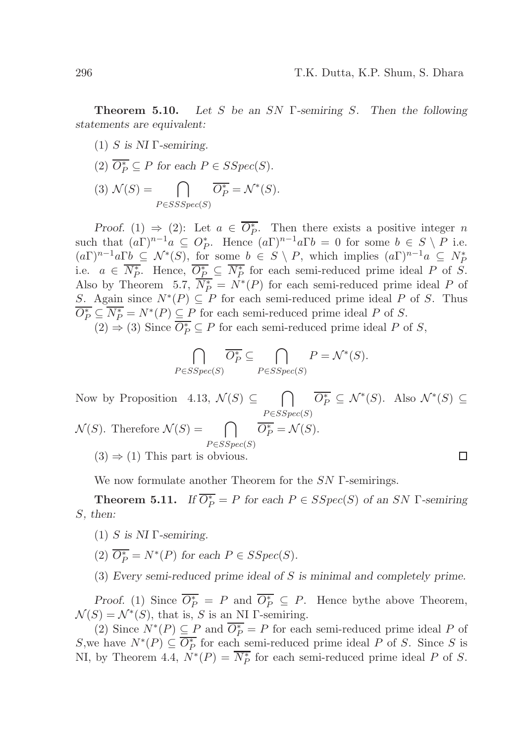**Theorem 5.10.** *Let $S$ be an SN $\Gamma$-semiring $S$. Then the following statements are equivalent:*

(1) *$S$ is NI $\Gamma$-semiring.*

(2) *$\overline{O_P^*} \subseteq P$ for each $P \in SSpec(S)$.*

(3) *$\mathcal{N}(S) = \bigcap\limits_{P \in SSSpec(S)} \overline{O_P^*} = \mathcal{N}^*(S)$.*

*Proof.* (1) $\Rightarrow$ (2): Let $a \in \overline{O_P^*}$. Then there exists a positive integer $n$ such that $(a\Gamma)^{n-1}a \subseteq O_P^*$. Hence $(a\Gamma)^{n-1}a\Gamma b = 0$ for some $b \in S \setminus P$ i.e. $(a\Gamma)^{n-1}a\Gamma b \subseteq \mathcal{N}^*(S)$, for some $b \in S \setminus P$, which implies $(a\Gamma)^{n-1}a \subseteq N_P^*$ i.e. $a \in \overline{N_P^*}$. Hence, $\overline{O_P^*} \subseteq \overline{N_P^*}$ for each semi-reduced prime ideal $P$ of $S$. Also by Theorem 5.7, $\overline{N_P^*} = N^*(P)$ for each semi-reduced prime ideal $P$ of $S$. Again since $N^*(P) \subseteq P$ for each semi-reduced prime ideal $P$ of $S$. Thus $\overline{O_P^*} \subseteq \overline{N_P^*} = N^*(P) \subseteq P$ for each semi-reduced prime ideal $P$ of $S$.

(2) $\Rightarrow$ (3) Since $\overline{O_P^*} \subseteq P$ for each semi-reduced prime ideal $P$ of $S$,

$$\bigcap_{P \in SSpec(S)} \overline{O_P^*} \subseteq \bigcap_{P \in SSpec(S)} P = \mathcal{N}^*(S).$$

Now by Proposition 4.13, $\mathcal{N}(S) \subseteq \bigcap\limits_{P \in SSpec(S)} \overline{O_P^*} \subseteq \mathcal{N}^*(S)$. Also $\mathcal{N}^*(S) \subseteq \mathcal{N}(S)$. Therefore $\mathcal{N}(S) = \bigcap\limits_{P \in SSpec(S)} \overline{O_P^*} = \mathcal{N}(S)$.

(3) $\Rightarrow$ (1) This part is obvious. □

We now formulate another Theorem for the SN $\Gamma$-semirings.

**Theorem 5.11.** *If $\overline{O_P^*} = P$ for each $P \in SSpec(S)$ of an SN $\Gamma$-semiring $S$, then:*

(1) *$S$ is NI $\Gamma$-semiring.*

(2) *$\overline{O_P^*} = N^*(P)$ for each $P \in SSpec(S)$.*

(3) *Every semi-reduced prime ideal of $S$ is minimal and completely prime.*

*Proof.* (1) Since $\overline{O_P^*} = P$ and $\overline{O_P^*} \subseteq P$. Hence bythe above Theorem, $\mathcal{N}(S) = \mathcal{N}^*(S)$, that is, $S$ is an NI $\Gamma$-semiring.

(2) Since $N^*(P) \subseteq P$ and $\overline{O_P^*} = P$ for each semi-reduced prime ideal $P$ of $S$,we have $N^*(P) \subseteq \overline{O_P^*}$ for each semi-reduced prime ideal $P$ of $S$. Since $S$ is NI, by Theorem 4.4, $N^*(P) = \overline{N_P^*}$ for each semi-reduced prime ideal $P$ of $S$.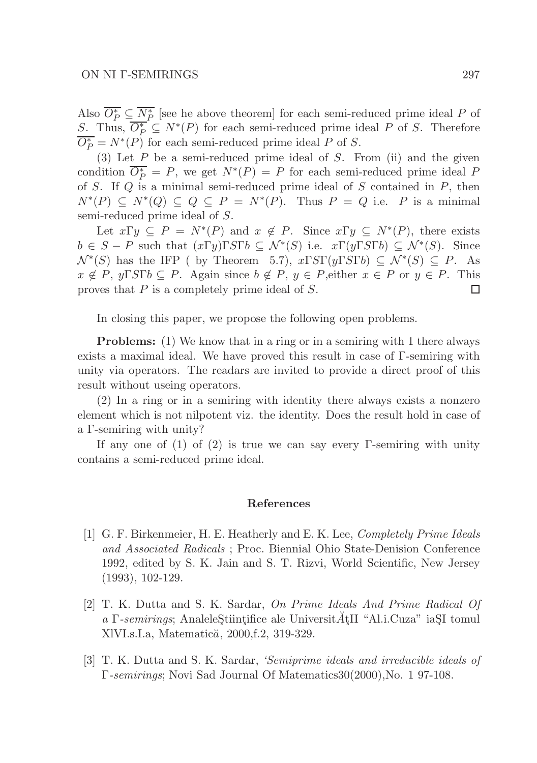Also $\overline{O^*_P} \subseteq \overline{N^*_P}$ [see he above theorem] for each semi-reduced prime ideal $P$ of $S$. Thus, $\overline{O^*_P} \subseteq N^*(P)$ for each semi-reduced prime ideal $P$ of $S$. Therefore $\overline{O^*_P} = N^*(P)$ for each semi-reduced prime ideal $P$ of $S$.

(3) Let $P$ be a semi-reduced prime ideal of $S$. From (ii) and the given condition $\overline{O^*_P} = P$, we get $N^*(P) = P$ for each semi-reduced prime ideal $P$ of $S$. If $Q$ is a minimal semi-reduced prime ideal of $S$ contained in $P$, then $N^*(P) \subseteq N^*(Q) \subseteq Q \subseteq P = N^*(P)$. Thus $P = Q$ i.e. $P$ is a minimal semi-reduced prime ideal of $S$.

Let $x\Gamma y \subseteq P = N^*(P)$ and $x \notin P$. Since $x\Gamma y \subseteq N^*(P)$, there exists $b \in S - P$ such that $(x\Gamma y)\Gamma S\Gamma b \subseteq \mathcal{N}^*(S)$ i.e. $x\Gamma(y\Gamma S\Gamma b) \subseteq \mathcal{N}^*(S)$. Since $\mathcal{N}^*(S)$ has the IFP ( by Theorem 5.7), $x\Gamma S\Gamma(y\Gamma S\Gamma b) \subseteq \mathcal{N}^*(S) \subseteq P$. As $x \notin P$, $y\Gamma S\Gamma b \subseteq P$. Again since $b \notin P$, $y \in P$,either $x \in P$ or $y \in P$. This proves that $P$ is a completely prime ideal of $S$. □

In closing this paper, we propose the following open problems.

**Problems:** (1) We know that in a ring or in a semiring with 1 there always exists a maximal ideal. We have proved this result in case of Γ-semiring with unity via operators. The readars are invited to provide a direct proof of this result without useing operators.

(2) In a ring or in a semiring with identity there always exists a nonzero element which is not nilpotent viz. the identity. Does the result hold in case of a Γ-semiring with unity?

If any one of (1) of (2) is true we can say every Γ-semiring with unity contains a semi-reduced prime ideal.

## References

[1] G. F. Birkenmeier, H. E. Heatherly and E. K. Lee, *Completely Prime Ideals and Associated Radicals* ; Proc. Biennial Ohio State-Denision Conference 1992, edited by S. K. Jain and S. T. Rizvi, World Scientific, New Jersey (1993), 102-129.

[2] T. K. Dutta and S. K. Sardar, *On Prime Ideals And Prime Radical Of a Γ-semirings*; AnaleleŞtiinţifice ale UniversitĂţII "Al.i.Cuza" iaŞI tomul XlVI.s.I.a, Matematică, 2000,f.2, 319-329.

[3] T. K. Dutta and S. K. Sardar, *'Semiprime ideals and irreducible ideals of Γ-semirings*; Novi Sad Journal Of Matematics30(2000),No. 1 97-108.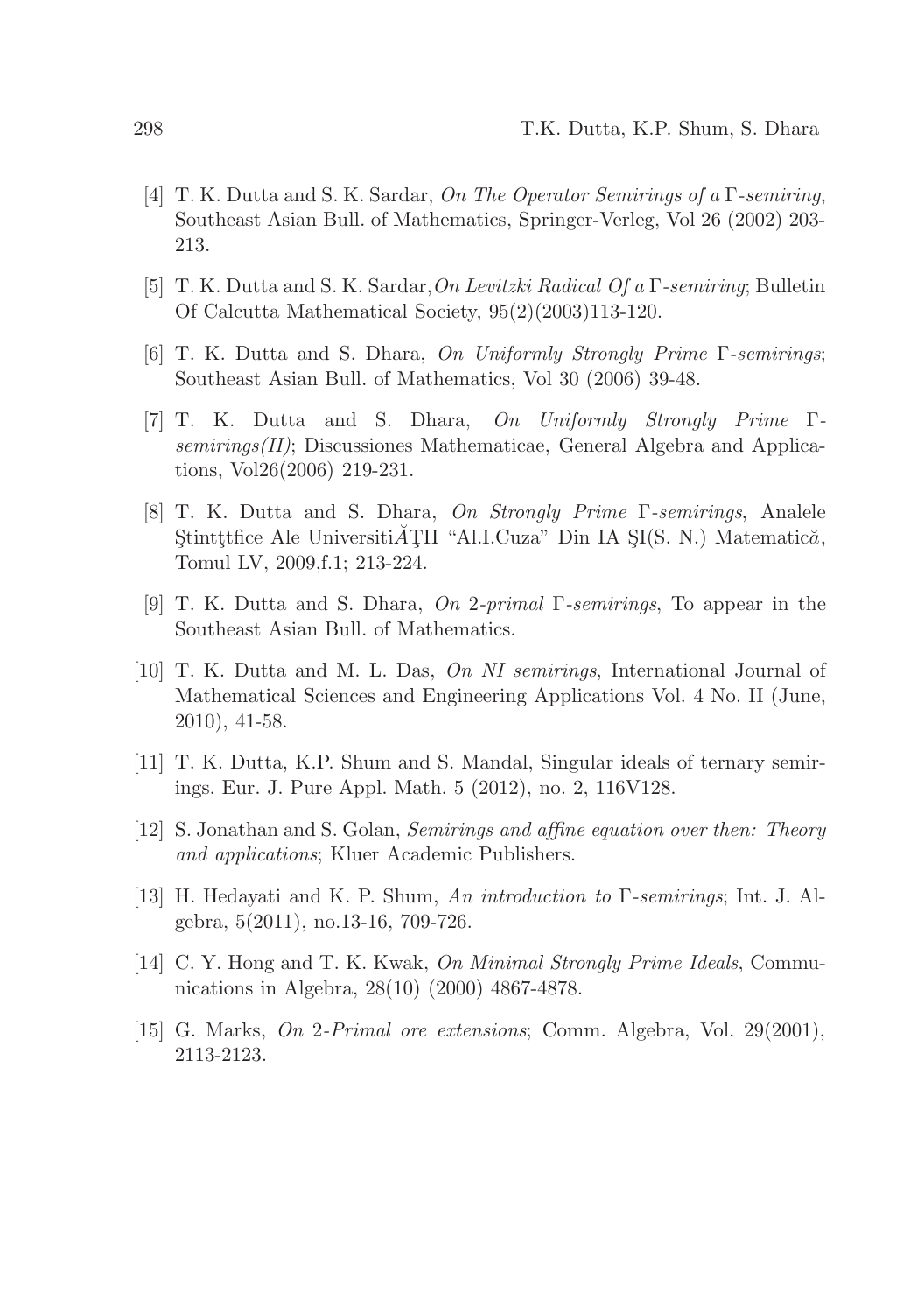[4] T. K. Dutta and S. K. Sardar, *On The Operator Semirings of a* $\Gamma$*-semiring*, Southeast Asian Bull. of Mathematics, Springer-Verleg, Vol 26 (2002) 203-213.

[5] T. K. Dutta and S. K. Sardar, *On Levitzki Radical Of a* $\Gamma$*-semiring*; Bulletin Of Calcutta Mathematical Society, 95(2)(2003)113-120.

[6] T. K. Dutta and S. Dhara, *On Uniformly Strongly Prime* $\Gamma$*-semirings*; Southeast Asian Bull. of Mathematics, Vol 30 (2006) 39-48.

[7] T. K. Dutta and S. Dhara, *On Uniformly Strongly Prime* $\Gamma$*-semirings(II)*; Discussiones Mathematicae, General Algebra and Applications, Vol26(2006) 219-231.

[8] T. K. Dutta and S. Dhara, *On Strongly Prime* $\Gamma$*-semirings*, Analele Ştintţtfice Ale UniversitiĂŢII "Al.I.Cuza" Din IA ŞI(S. N.) Matematică, Tomul LV, 2009,f.1; 213-224.

[9] T. K. Dutta and S. Dhara, *On* 2*-primal* $\Gamma$*-semirings*, To appear in the Southeast Asian Bull. of Mathematics.

[10] T. K. Dutta and M. L. Das, *On NI semirings*, International Journal of Mathematical Sciences and Engineering Applications Vol. 4 No. II (June, 2010), 41-58.

[11] T. K. Dutta, K.P. Shum and S. Mandal, Singular ideals of ternary semirings. Eur. J. Pure Appl. Math. 5 (2012), no. 2, 116V128.

[12] S. Jonathan and S. Golan, *Semirings and affine equation over then: Theory and applications*; Kluer Academic Publishers.

[13] H. Hedayati and K. P. Shum, *An introduction to* $\Gamma$*-semirings*; Int. J. Algebra, 5(2011), no.13-16, 709-726.

[14] C. Y. Hong and T. K. Kwak, *On Minimal Strongly Prime Ideals*, Communications in Algebra, 28(10) (2000) 4867-4878.

[15] G. Marks, *On* 2*-Primal ore extensions*; Comm. Algebra, Vol. 29(2001), 2113-2123.